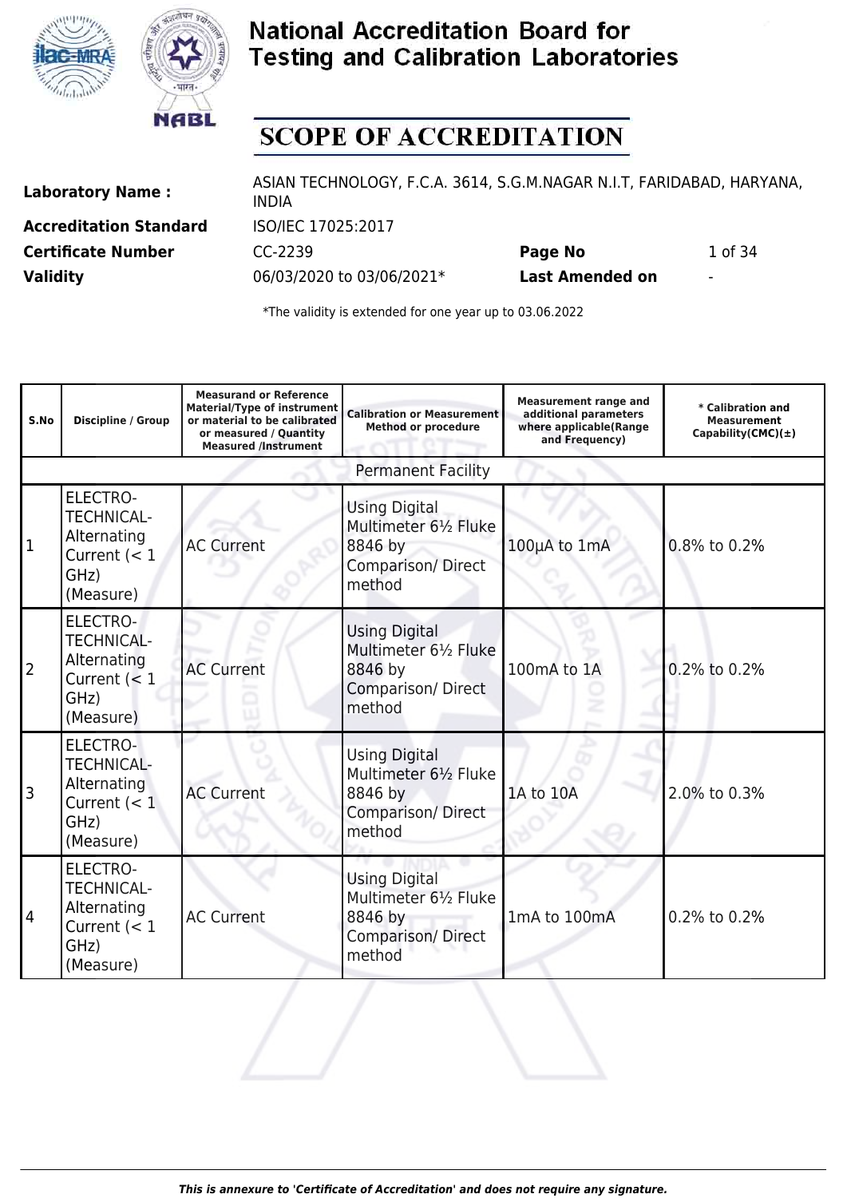# National Accreditation Board for Testing and Calibration Laboratories

## SCOPE OF ACCREDITATION

| | | | |
|---|---|---|---|
| **Laboratory Name :** | ASIAN TECHNOLOGY, F.C.A. 3614, S.G.M.NAGAR N.I.T, FARIDABAD, HARYANA, INDIA | | |
| **Accreditation Standard** | ISO/IEC 17025:2017 | | |
| **Certificate Number** | CC-2239 | **Page No** | 1 of 34 |
| **Validity** | 06/03/2020 to 03/06/2021* | **Last Amended on** | - |

*The validity is extended for one year up to 03.06.2022

| S.No | Discipline / Group | Measurand or Reference Material/Type of instrument or material to be calibrated or measured / Quantity Measured /Instrument | Calibration or Measurement Method or procedure | Measurement range and additional parameters where applicable(Range and Frequency) | * Calibration and Measurement Capability(CMC)(±) |
|---|---|---|---|---|---|
| | | | Permanent Facility | | |
| 1 | ELECTRO-TECHNICAL- Alternating Current (< 1 GHz) (Measure) | AC Current | Using Digital Multimeter 6½ Fluke 8846 by Comparison/ Direct method | 100µA to 1mA | 0.8% to 0.2% |
| 2 | ELECTRO-TECHNICAL- Alternating Current (< 1 GHz) (Measure) | AC Current | Using Digital Multimeter 6½ Fluke 8846 by Comparison/ Direct method | 100mA to 1A | 0.2% to 0.2% |
| 3 | ELECTRO-TECHNICAL- Alternating Current (< 1 GHz) (Measure) | AC Current | Using Digital Multimeter 6½ Fluke 8846 by Comparison/ Direct method | 1A to 10A | 2.0% to 0.3% |
| 4 | ELECTRO-TECHNICAL- Alternating Current (< 1 GHz) (Measure) | AC Current | Using Digital Multimeter 6½ Fluke 8846 by Comparison/ Direct method | 1mA to 100mA | 0.2% to 0.2% |

*This is annexure to 'Certificate of Accreditation' and does not require any signature.*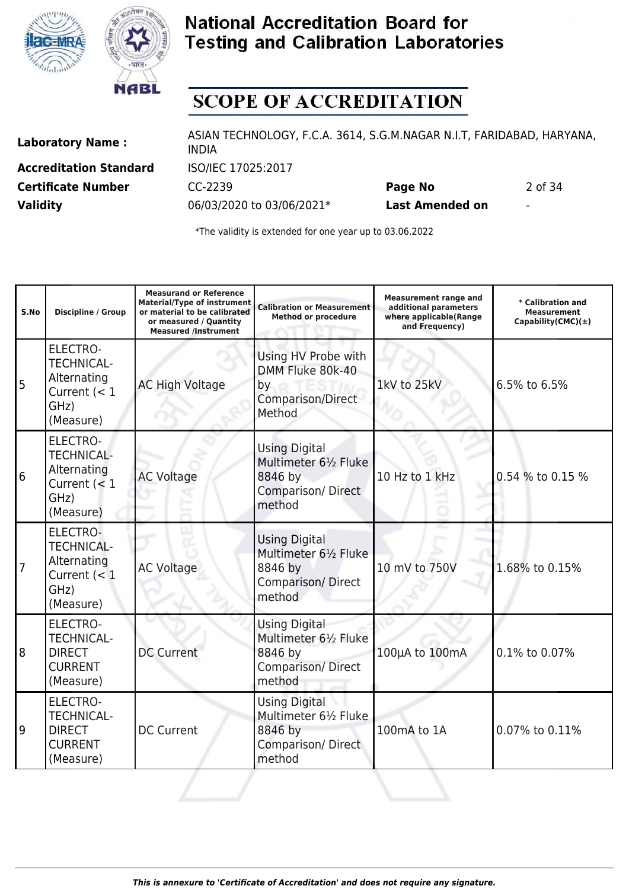# National Accreditation Board for Testing and Calibration Laboratories

## SCOPE OF ACCREDITATION

| | | | |
|---|---|---|---|
| **Laboratory Name :** | ASIAN TECHNOLOGY, F.C.A. 3614, S.G.M.NAGAR N.I.T, FARIDABAD, HARYANA, INDIA | | |
| **Accreditation Standard** | ISO/IEC 17025:2017 | | |
| **Certificate Number** | CC-2239 | **Page No** | 2 of 34 |
| **Validity** | 06/03/2020 to 03/06/2021* | **Last Amended on** | - |

*The validity is extended for one year up to 03.06.2022

| S.No | Discipline / Group | Measurand or Reference Material/Type of instrument or material to be calibrated or measured / Quantity Measured /Instrument | Calibration or Measurement Method or procedure | Measurement range and additional parameters where applicable(Range and Frequency) | * Calibration and Measurement Capability(CMC)(±) |
|---|---|---|---|---|---|
| 5 | ELECTRO-TECHNICAL-Alternating Current (< 1 GHz) (Measure) | AC High Voltage | Using HV Probe with DMM Fluke 80k-40 by Comparison/Direct Method | 1kV to 25kV | 6.5% to 6.5% |
| 6 | ELECTRO-TECHNICAL-Alternating Current (< 1 GHz) (Measure) | AC Voltage | Using Digital Multimeter 6½ Fluke 8846 by Comparison/ Direct method | 10 Hz to 1 kHz | 0.54 % to 0.15 % |
| 7 | ELECTRO-TECHNICAL-Alternating Current (< 1 GHz) (Measure) | AC Voltage | Using Digital Multimeter 6½ Fluke 8846 by Comparison/ Direct method | 10 mV to 750V | 1.68% to 0.15% |
| 8 | ELECTRO-TECHNICAL-DIRECT CURRENT (Measure) | DC Current | Using Digital Multimeter 6½ Fluke 8846 by Comparison/ Direct method | 100µA to 100mA | 0.1% to 0.07% |
| 9 | ELECTRO-TECHNICAL-DIRECT CURRENT (Measure) | DC Current | Using Digital Multimeter 6½ Fluke 8846 by Comparison/ Direct method | 100mA to 1A | 0.07% to 0.11% |

*This is annexure to 'Certificate of Accreditation' and does not require any signature.*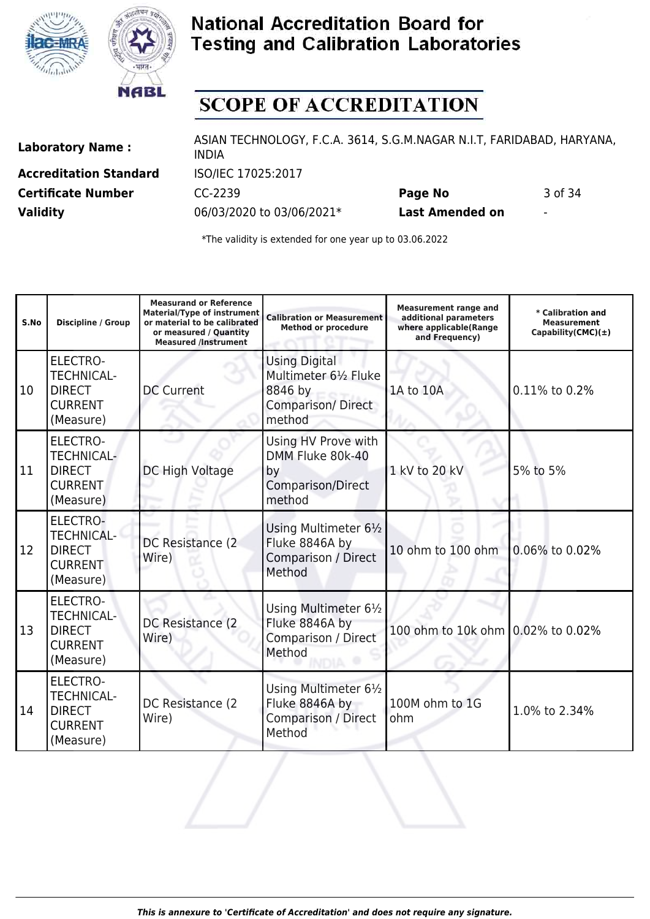# National Accreditation Board for Testing and Calibration Laboratories

## SCOPE OF ACCREDITATION

| | | | |
|---|---|---|---|
| **Laboratory Name :** | ASIAN TECHNOLOGY, F.C.A. 3614, S.G.M.NAGAR N.I.T, FARIDABAD, HARYANA, INDIA | | |
| **Accreditation Standard** | ISO/IEC 17025:2017 | | |
| **Certificate Number** | CC-2239 | **Page No** | 3 of 34 |
| **Validity** | 06/03/2020 to 03/06/2021* | **Last Amended on** | - |

*The validity is extended for one year up to 03.06.2022

| S.No | Discipline / Group | Measurand or Reference Material/Type of instrument or material to be calibrated or measured / Quantity Measured /Instrument | Calibration or Measurement Method or procedure | Measurement range and additional parameters where applicable(Range and Frequency) | * Calibration and Measurement Capability(CMC)(±) |
|---|---|---|---|---|---|
| 10 | ELECTRO-TECHNICAL- DIRECT CURRENT (Measure) | DC Current | Using Digital Multimeter 6½ Fluke 8846 by Comparison/ Direct method | 1A to 10A | 0.11% to 0.2% |
| 11 | ELECTRO-TECHNICAL- DIRECT CURRENT (Measure) | DC High Voltage | Using HV Prove with DMM Fluke 80k-40 by Comparison/Direct method | 1 kV to 20 kV | 5% to 5% |
| 12 | ELECTRO-TECHNICAL- DIRECT CURRENT (Measure) | DC Resistance (2 Wire) | Using Multimeter 6½ Fluke 8846A by Comparison / Direct Method | 10 ohm to 100 ohm | 0.06% to 0.02% |
| 13 | ELECTRO-TECHNICAL- DIRECT CURRENT (Measure) | DC Resistance (2 Wire) | Using Multimeter 6½ Fluke 8846A by Comparison / Direct Method | 100 ohm to 10k ohm | 0.02% to 0.02% |
| 14 | ELECTRO-TECHNICAL- DIRECT CURRENT (Measure) | DC Resistance (2 Wire) | Using Multimeter 6½ Fluke 8846A by Comparison / Direct Method | 100M ohm to 1G ohm | 1.0% to 2.34% |

*This is annexure to 'Certificate of Accreditation' and does not require any signature.*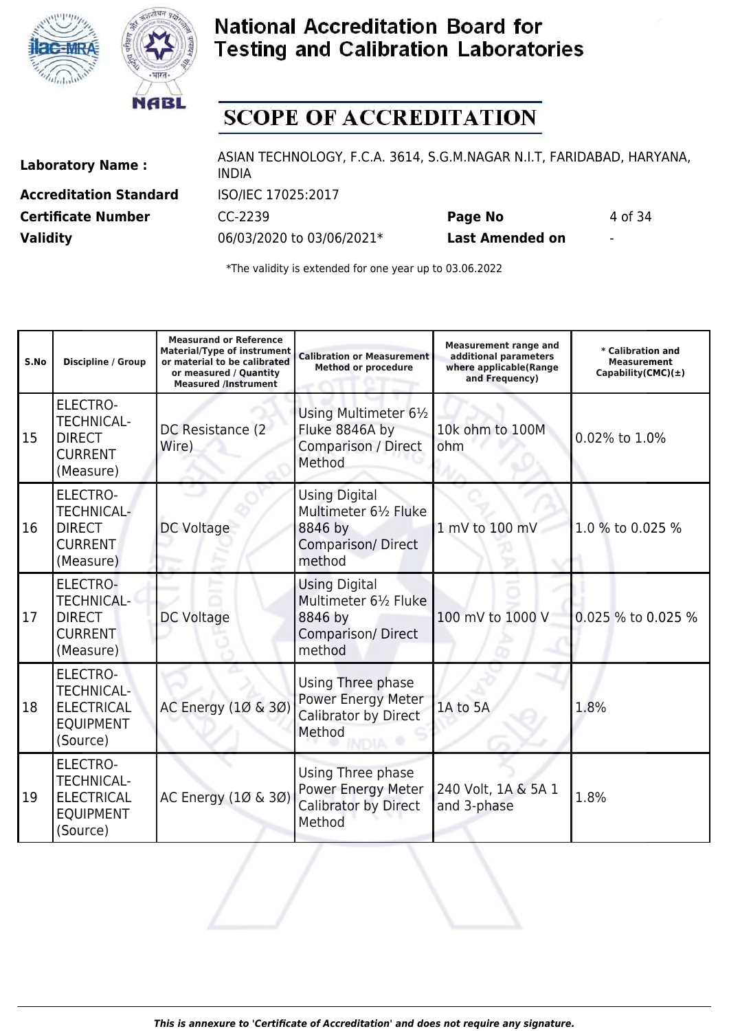# National Accreditation Board for Testing and Calibration Laboratories

## SCOPE OF ACCREDITATION

| | | | |
|---|---|---|---|
| **Laboratory Name :** | ASIAN TECHNOLOGY, F.C.A. 3614, S.G.M.NAGAR N.I.T, FARIDABAD, HARYANA, INDIA | | |
| **Accreditation Standard** | ISO/IEC 17025:2017 | | |
| **Certificate Number** | CC-2239 | **Page No** | 4 of 34 |
| **Validity** | 06/03/2020 to 03/06/2021* | **Last Amended on** | - |

*The validity is extended for one year up to 03.06.2022

| S.No | Discipline / Group | Measurand or Reference Material/Type of instrument or material to be calibrated or measured / Quantity Measured /Instrument | Calibration or Measurement Method or procedure | Measurement range and additional parameters where applicable(Range and Frequency) | * Calibration and Measurement Capability(CMC)(±) |
|---|---|---|---|---|---|
| 15 | ELECTRO-TECHNICAL-DIRECT CURRENT (Measure) | DC Resistance (2 Wire) | Using Multimeter 6½ Fluke 8846A by Comparison / Direct Method | 10k ohm to 100M ohm | 0.02% to 1.0% |
| 16 | ELECTRO-TECHNICAL-DIRECT CURRENT (Measure) | DC Voltage | Using Digital Multimeter 6½ Fluke 8846 by Comparison/ Direct method | 1 mV to 100 mV | 1.0 % to 0.025 % |
| 17 | ELECTRO-TECHNICAL-DIRECT CURRENT (Measure) | DC Voltage | Using Digital Multimeter 6½ Fluke 8846 by Comparison/ Direct method | 100 mV to 1000 V | 0.025 % to 0.025 % |
| 18 | ELECTRO-TECHNICAL-ELECTRICAL EQUIPMENT (Source) | AC Energy (1Ø & 3Ø) | Using Three phase Power Energy Meter Calibrator by Direct Method | 1A to 5A | 1.8% |
| 19 | ELECTRO-TECHNICAL-ELECTRICAL EQUIPMENT (Source) | AC Energy (1Ø & 3Ø) | Using Three phase Power Energy Meter Calibrator by Direct Method | 240 Volt, 1A & 5A 1 and 3-phase | 1.8% |

*This is annexure to 'Certificate of Accreditation' and does not require any signature.*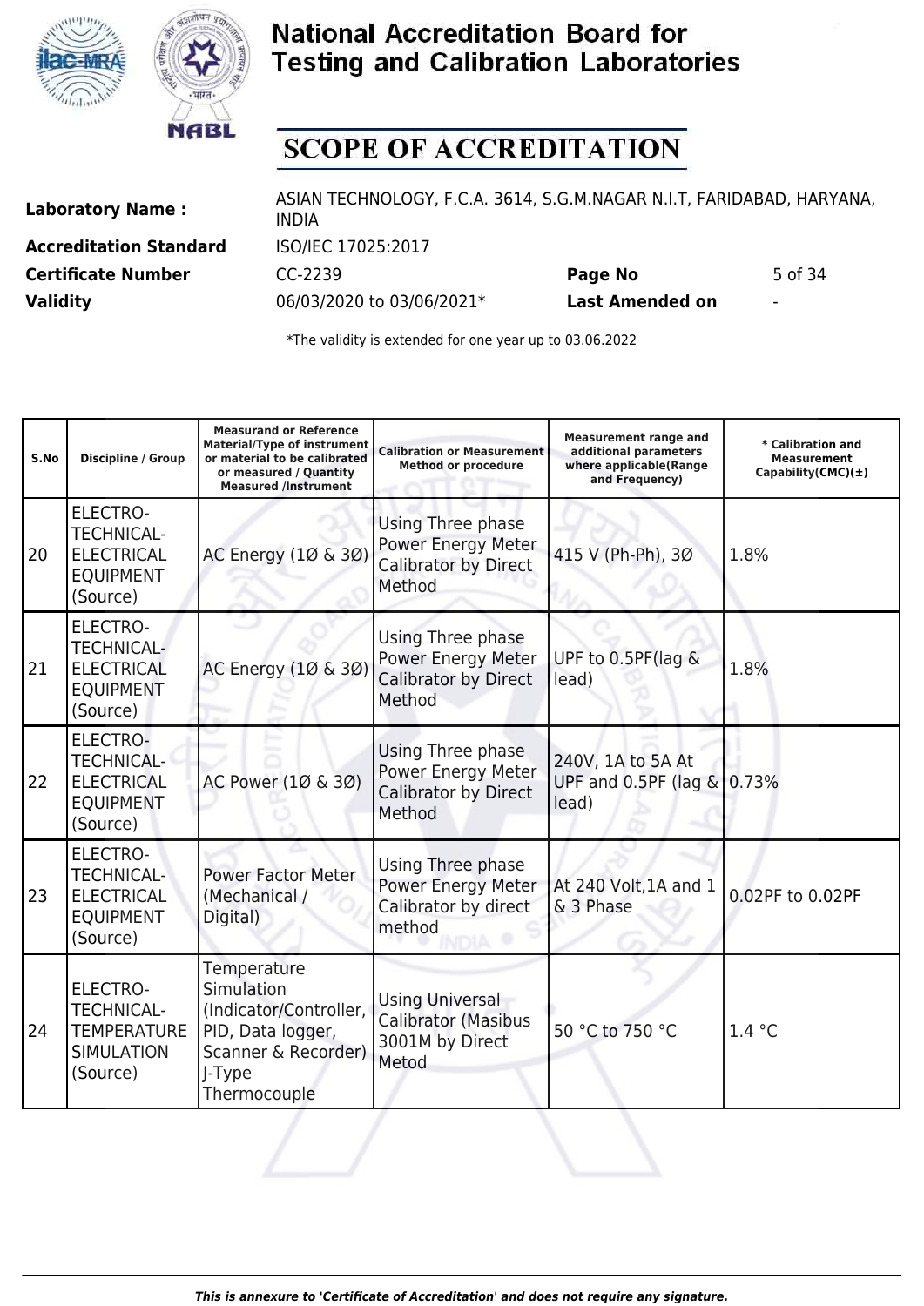# National Accreditation Board for Testing and Calibration Laboratories

## SCOPE OF ACCREDITATION

| | | | |
|---|---|---|---|
| **Laboratory Name :** | ASIAN TECHNOLOGY, F.C.A. 3614, S.G.M.NAGAR N.I.T, FARIDABAD, HARYANA, INDIA | | |
| **Accreditation Standard** | ISO/IEC 17025:2017 | | |
| **Certificate Number** | CC-2239 | **Page No** | 5 of 34 |
| **Validity** | 06/03/2020 to 03/06/2021* | **Last Amended on** | - |

*The validity is extended for one year up to 03.06.2022

| S.No | Discipline / Group | Measurand or Reference Material/Type of instrument or material to be calibrated or measured / Quantity Measured /Instrument | Calibration or Measurement Method or procedure | Measurement range and additional parameters where applicable(Range and Frequency) | * Calibration and Measurement Capability(CMC)(±) |
|---|---|---|---|---|---|
| 20 | ELECTRO-TECHNICAL-ELECTRICAL EQUIPMENT (Source) | AC Energy (1Ø & 3Ø) | Using Three phase Power Energy Meter Calibrator by Direct Method | 415 V (Ph-Ph), 3Ø | 1.8% |
| 21 | ELECTRO-TECHNICAL-ELECTRICAL EQUIPMENT (Source) | AC Energy (1Ø & 3Ø) | Using Three phase Power Energy Meter Calibrator by Direct Method | UPF to 0.5PF(lag & lead) | 1.8% |
| 22 | ELECTRO-TECHNICAL-ELECTRICAL EQUIPMENT (Source) | AC Power (1Ø & 3Ø) | Using Three phase Power Energy Meter Calibrator by Direct Method | 240V, 1A to 5A At UPF and 0.5PF (lag & lead) | 0.73% |
| 23 | ELECTRO-TECHNICAL-ELECTRICAL EQUIPMENT (Source) | Power Factor Meter (Mechanical / Digital) | Using Three phase Power Energy Meter Calibrator by direct method | At 240 Volt,1A and 1 & 3 Phase | 0.02PF to 0.02PF |
| 24 | ELECTRO-TECHNICAL-TEMPERATURE SIMULATION (Source) | Temperature Simulation (Indicator/Controller, PID, Data logger, Scanner & Recorder) J-Type Thermocouple | Using Universal Calibrator (Masibus 3001M by Direct Metod | 50 °C to 750 °C | 1.4 °C |

*This is annexure to 'Certificate of Accreditation' and does not require any signature.*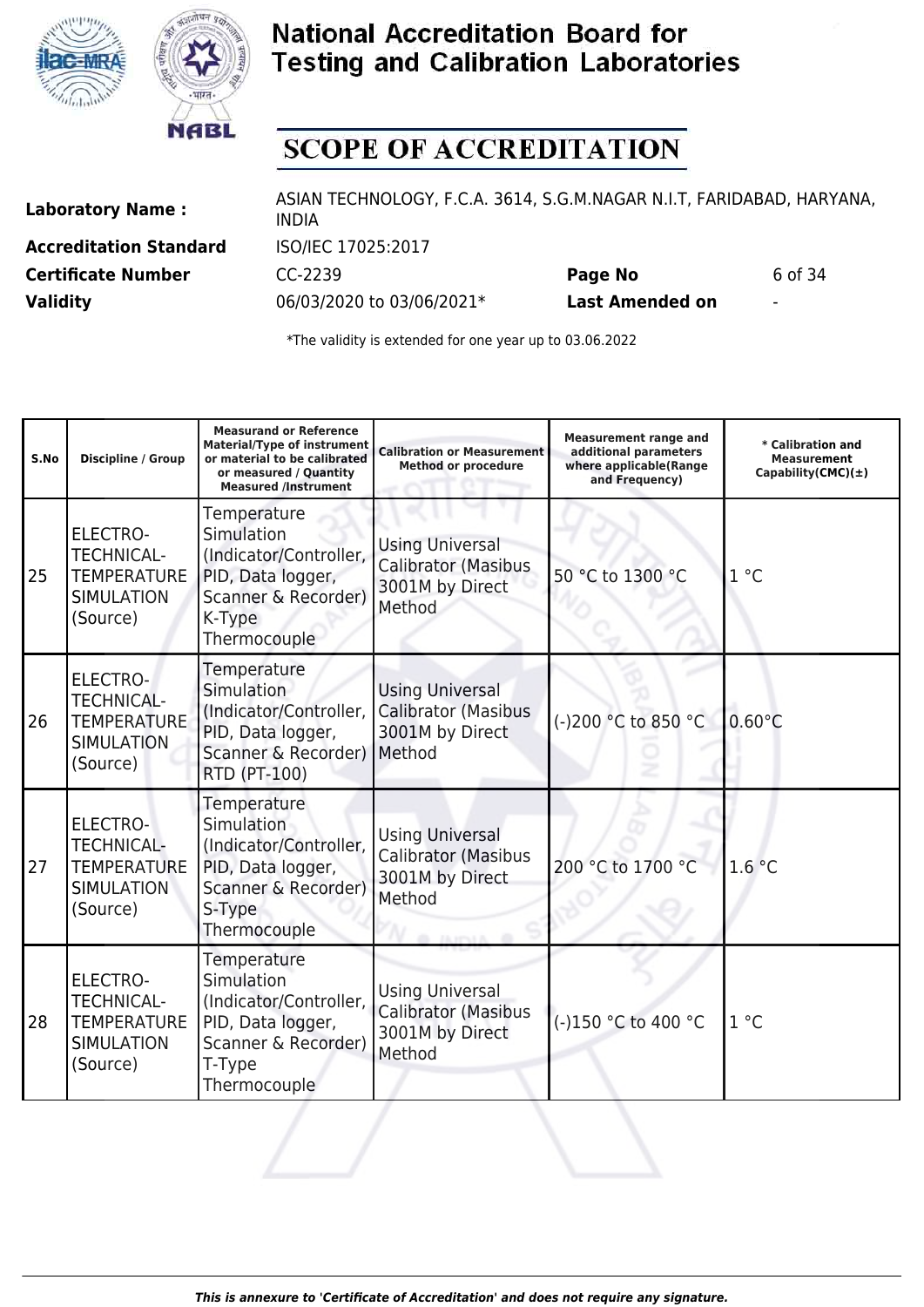# National Accreditation Board for Testing and Calibration Laboratories

## SCOPE OF ACCREDITATION

| | | | |
|---|---|---|---|
| **Laboratory Name :** | ASIAN TECHNOLOGY, F.C.A. 3614, S.G.M.NAGAR N.I.T, FARIDABAD, HARYANA, INDIA | | |
| **Accreditation Standard** | ISO/IEC 17025:2017 | | |
| **Certificate Number** | CC-2239 | **Page No** | 6 of 34 |
| **Validity** | 06/03/2020 to 03/06/2021* | **Last Amended on** | - |

*The validity is extended for one year up to 03.06.2022

| S.No | Discipline / Group | Measurand or Reference Material/Type of instrument or material to be calibrated or measured / Quantity Measured /Instrument | Calibration or Measurement Method or procedure | Measurement range and additional parameters where applicable(Range and Frequency) | * Calibration and Measurement Capability(CMC)(±) |
|---|---|---|---|---|---|
| 25 | ELECTRO-TECHNICAL-TEMPERATURE SIMULATION (Source) | Temperature Simulation (Indicator/Controller, PID, Data logger, Scanner & Recorder) K-Type Thermocouple | Using Universal Calibrator (Masibus 3001M by Direct Method | 50 °C to 1300 °C | 1 °C |
| 26 | ELECTRO-TECHNICAL-TEMPERATURE SIMULATION (Source) | Temperature Simulation (Indicator/Controller, PID, Data logger, Scanner & Recorder) RTD (PT-100) | Using Universal Calibrator (Masibus 3001M by Direct Method | (-)200 °C to 850 °C | 0.60°C |
| 27 | ELECTRO-TECHNICAL-TEMPERATURE SIMULATION (Source) | Temperature Simulation (Indicator/Controller, PID, Data logger, Scanner & Recorder) S-Type Thermocouple | Using Universal Calibrator (Masibus 3001M by Direct Method | 200 °C to 1700 °C | 1.6 °C |
| 28 | ELECTRO-TECHNICAL-TEMPERATURE SIMULATION (Source) | Temperature Simulation (Indicator/Controller, PID, Data logger, Scanner & Recorder) T-Type Thermocouple | Using Universal Calibrator (Masibus 3001M by Direct Method | (-)150 °C to 400 °C | 1 °C |

*This is annexure to 'Certificate of Accreditation' and does not require any signature.*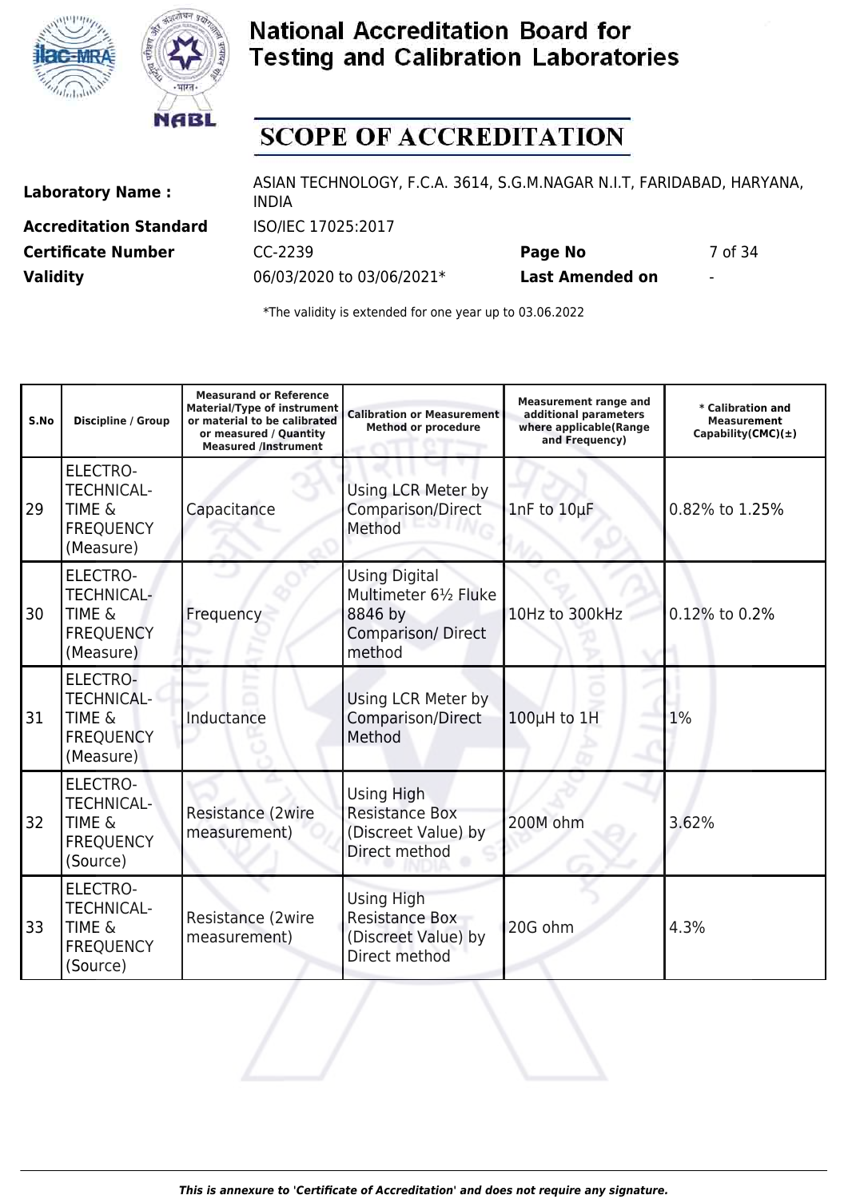# National Accreditation Board for Testing and Calibration Laboratories

## SCOPE OF ACCREDITATION

| | | | |
|---|---|---|---|
| **Laboratory Name :** | ASIAN TECHNOLOGY, F.C.A. 3614, S.G.M.NAGAR N.I.T, FARIDABAD, HARYANA, INDIA | | |
| **Accreditation Standard** | ISO/IEC 17025:2017 | | |
| **Certificate Number** | CC-2239 | **Page No** | 7 of 34 |
| **Validity** | 06/03/2020 to 03/06/2021* | **Last Amended on** | - |

*The validity is extended for one year up to 03.06.2022

| S.No | Discipline / Group | Measurand or Reference Material/Type of instrument or material to be calibrated or measured / Quantity Measured /Instrument | Calibration or Measurement Method or procedure | Measurement range and additional parameters where applicable(Range and Frequency) | * Calibration and Measurement Capability(CMC)(±) |
|---|---|---|---|---|---|
| 29 | ELECTRO-TECHNICAL-TIME & FREQUENCY (Measure) | Capacitance | Using LCR Meter by Comparison/Direct Method | 1nF to 10µF | 0.82% to 1.25% |
| 30 | ELECTRO-TECHNICAL-TIME & FREQUENCY (Measure) | Frequency | Using Digital Multimeter 6½ Fluke 8846 by Comparison/ Direct method | 10Hz to 300kHz | 0.12% to 0.2% |
| 31 | ELECTRO-TECHNICAL-TIME & FREQUENCY (Measure) | Inductance | Using LCR Meter by Comparison/Direct Method | 100µH to 1H | 1% |
| 32 | ELECTRO-TECHNICAL-TIME & FREQUENCY (Source) | Resistance (2wire measurement) | Using High Resistance Box (Discreet Value) by Direct method | 200M ohm | 3.62% |
| 33 | ELECTRO-TECHNICAL-TIME & FREQUENCY (Source) | Resistance (2wire measurement) | Using High Resistance Box (Discreet Value) by Direct method | 20G ohm | 4.3% |

*This is annexure to 'Certificate of Accreditation' and does not require any signature.*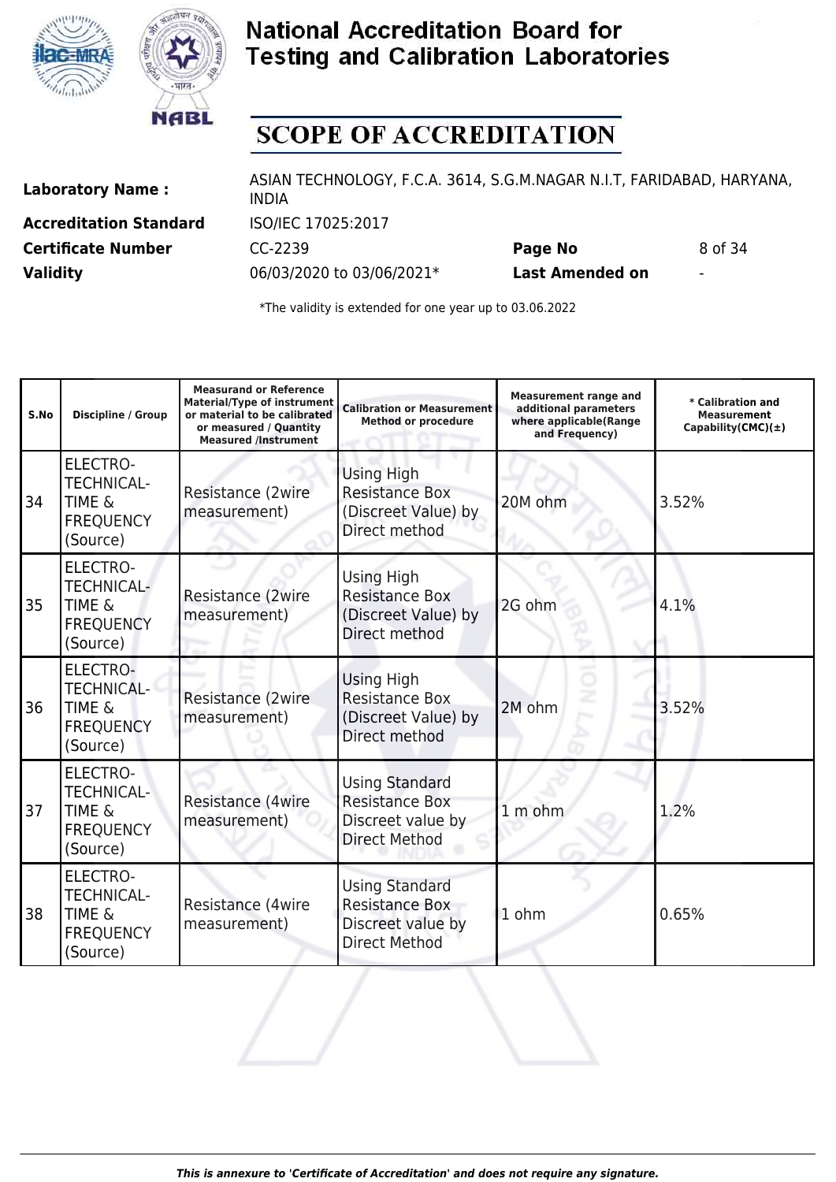# National Accreditation Board for Testing and Calibration Laboratories

## SCOPE OF ACCREDITATION

| | | | |
|---|---|---|---|
| **Laboratory Name :** | ASIAN TECHNOLOGY, F.C.A. 3614, S.G.M.NAGAR N.I.T, FARIDABAD, HARYANA, INDIA | | |
| **Accreditation Standard** | ISO/IEC 17025:2017 | | |
| **Certificate Number** | CC-2239 | **Page No** | 8 of 34 |
| **Validity** | 06/03/2020 to 03/06/2021* | **Last Amended on** | - |

*The validity is extended for one year up to 03.06.2022

| S.No | Discipline / Group | Measurand or Reference Material/Type of instrument or material to be calibrated or measured / Quantity Measured /Instrument | Calibration or Measurement Method or procedure | Measurement range and additional parameters where applicable(Range and Frequency) | * Calibration and Measurement Capability(CMC)(±) |
|---|---|---|---|---|---|
| 34 | ELECTRO-TECHNICAL-TIME & FREQUENCY (Source) | Resistance (2wire measurement) | Using High Resistance Box (Discreet Value) by Direct method | 20M ohm | 3.52% |
| 35 | ELECTRO-TECHNICAL-TIME & FREQUENCY (Source) | Resistance (2wire measurement) | Using High Resistance Box (Discreet Value) by Direct method | 2G ohm | 4.1% |
| 36 | ELECTRO-TECHNICAL-TIME & FREQUENCY (Source) | Resistance (2wire measurement) | Using High Resistance Box (Discreet Value) by Direct method | 2M ohm | 3.52% |
| 37 | ELECTRO-TECHNICAL-TIME & FREQUENCY (Source) | Resistance (4wire measurement) | Using Standard Resistance Box Discreet value by Direct Method | 1 m ohm | 1.2% |
| 38 | ELECTRO-TECHNICAL-TIME & FREQUENCY (Source) | Resistance (4wire measurement) | Using Standard Resistance Box Discreet value by Direct Method | 1 ohm | 0.65% |

*This is annexure to 'Certificate of Accreditation' and does not require any signature.*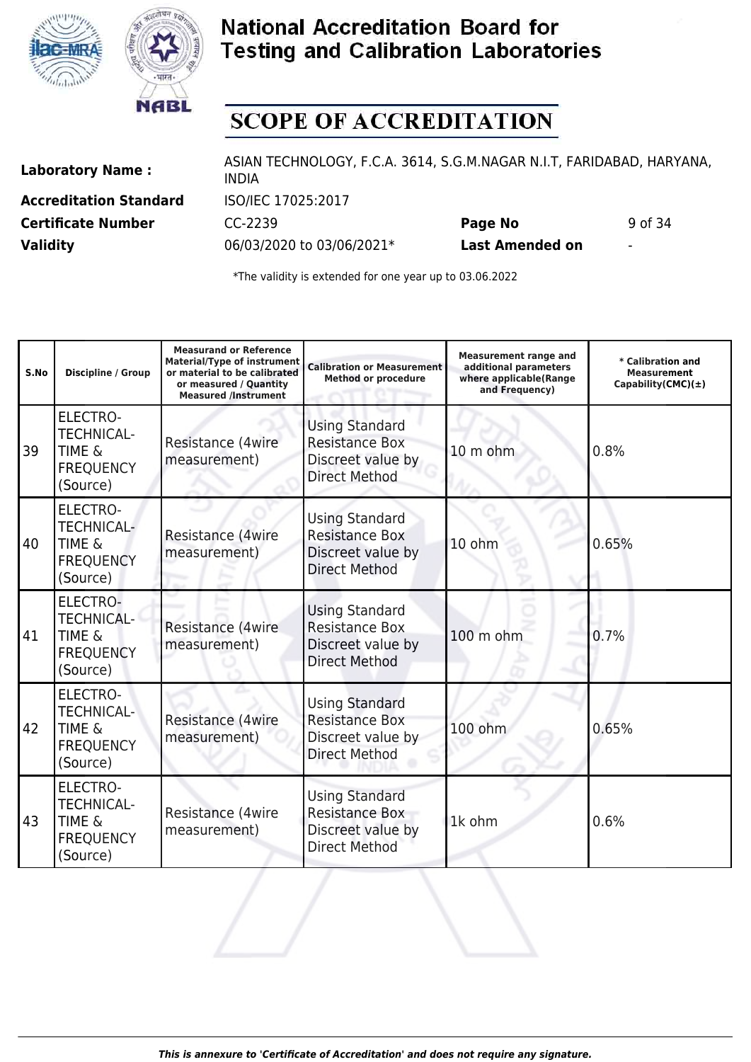# National Accreditation Board for Testing and Calibration Laboratories

## SCOPE OF ACCREDITATION

| | | | |
|---|---|---|---|
| **Laboratory Name :** | ASIAN TECHNOLOGY, F.C.A. 3614, S.G.M.NAGAR N.I.T, FARIDABAD, HARYANA, INDIA | | |
| **Accreditation Standard** | ISO/IEC 17025:2017 | | |
| **Certificate Number** | CC-2239 | **Page No** | 9 of 34 |
| **Validity** | 06/03/2020 to 03/06/2021* | **Last Amended on** | - |

*The validity is extended for one year up to 03.06.2022

| S.No | Discipline / Group | Measurand or Reference Material/Type of instrument or material to be calibrated or measured / Quantity Measured /Instrument | Calibration or Measurement Method or procedure | Measurement range and additional parameters where applicable(Range and Frequency) | * Calibration and Measurement Capability(CMC)(±) |
|---|---|---|---|---|---|
| 39 | ELECTRO-TECHNICAL-TIME & FREQUENCY (Source) | Resistance (4wire measurement) | Using Standard Resistance Box Discreet value by Direct Method | 10 m ohm | 0.8% |
| 40 | ELECTRO-TECHNICAL-TIME & FREQUENCY (Source) | Resistance (4wire measurement) | Using Standard Resistance Box Discreet value by Direct Method | 10 ohm | 0.65% |
| 41 | ELECTRO-TECHNICAL-TIME & FREQUENCY (Source) | Resistance (4wire measurement) | Using Standard Resistance Box Discreet value by Direct Method | 100 m ohm | 0.7% |
| 42 | ELECTRO-TECHNICAL-TIME & FREQUENCY (Source) | Resistance (4wire measurement) | Using Standard Resistance Box Discreet value by Direct Method | 100 ohm | 0.65% |
| 43 | ELECTRO-TECHNICAL-TIME & FREQUENCY (Source) | Resistance (4wire measurement) | Using Standard Resistance Box Discreet value by Direct Method | 1k ohm | 0.6% |

*This is annexure to 'Certificate of Accreditation' and does not require any signature.*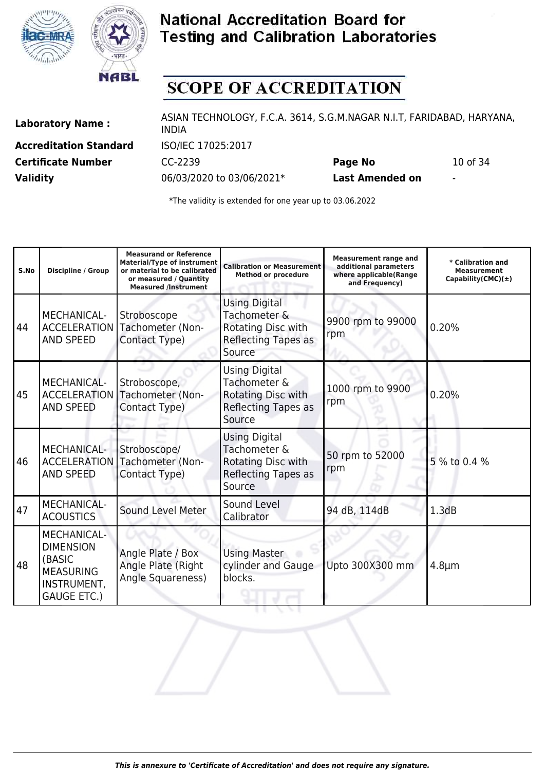# National Accreditation Board for Testing and Calibration Laboratories

## SCOPE OF ACCREDITATION

**Laboratory Name :** ASIAN TECHNOLOGY, F.C.A. 3614, S.G.M.NAGAR N.I.T, FARIDABAD, HARYANA, INDIA

**Accreditation Standard** ISO/IEC 17025:2017

**Certificate Number** CC-2239 **Page No** 10 of 34

**Validity** 06/03/2020 to 03/06/2021* **Last Amended on** -

*The validity is extended for one year up to 03.06.2022

| S.No | Discipline / Group | Measurand or Reference Material/Type of instrument or material to be calibrated or measured / Quantity Measured /Instrument | Calibration or Measurement Method or procedure | Measurement range and additional parameters where applicable(Range and Frequency) | * Calibration and Measurement Capability(CMC)(±) |
|---|---|---|---|---|---|
| 44 | MECHANICAL- ACCELERATION AND SPEED | Stroboscope Tachometer (Non-Contact Type) | Using Digital Tachometer & Rotating Disc with Reflecting Tapes as Source | 9900 rpm to 99000 rpm | 0.20% |
| 45 | MECHANICAL- ACCELERATION AND SPEED | Stroboscope, Tachometer (Non-Contact Type) | Using Digital Tachometer & Rotating Disc with Reflecting Tapes as Source | 1000 rpm to 9900 rpm | 0.20% |
| 46 | MECHANICAL- ACCELERATION AND SPEED | Stroboscope/ Tachometer (Non-Contact Type) | Using Digital Tachometer & Rotating Disc with Reflecting Tapes as Source | 50 rpm to 52000 rpm | 5 % to 0.4 % |
| 47 | MECHANICAL- ACOUSTICS | Sound Level Meter | Sound Level Calibrator | 94 dB, 114dB | 1.3dB |
| 48 | MECHANICAL- DIMENSION (BASIC MEASURING INSTRUMENT, GAUGE ETC.) | Angle Plate / Box Angle Plate (Right Angle Squareness) | Using Master cylinder and Gauge blocks. | Upto 300X300 mm | 4.8µm |

*This is annexure to 'Certificate of Accreditation' and does not require any signature.*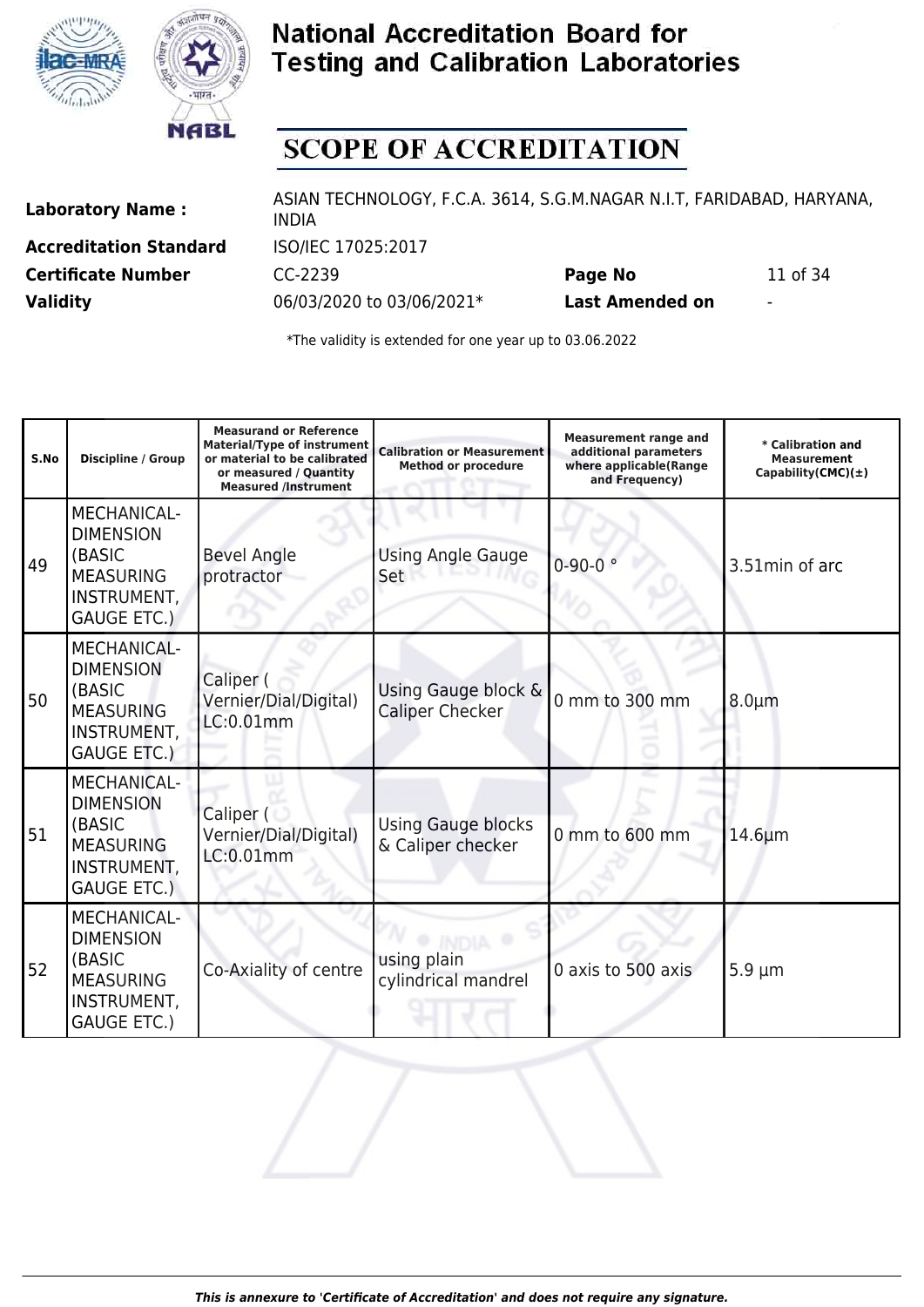# National Accreditation Board for Testing and Calibration Laboratories

## SCOPE OF ACCREDITATION

| | | | |
|---|---|---|---|
| **Laboratory Name :** | ASIAN TECHNOLOGY, F.C.A. 3614, S.G.M.NAGAR N.I.T, FARIDABAD, HARYANA, INDIA | | |
| **Accreditation Standard** | ISO/IEC 17025:2017 | | |
| **Certificate Number** | CC-2239 | **Page No** | 11 of 34 |
| **Validity** | 06/03/2020 to 03/06/2021* | **Last Amended on** | - |

*The validity is extended for one year up to 03.06.2022

| S.No | Discipline / Group | Measurand or Reference Material/Type of instrument or material to be calibrated or measured / Quantity Measured /Instrument | Calibration or Measurement Method or procedure | Measurement range and additional parameters where applicable(Range and Frequency) | * Calibration and Measurement Capability(CMC)(±) |
|---|---|---|---|---|---|
| 49 | MECHANICAL- DIMENSION (BASIC MEASURING INSTRUMENT, GAUGE ETC.) | Bevel Angle protractor | Using Angle Gauge Set | 0-90-0 ° | 3.51min of arc |
| 50 | MECHANICAL- DIMENSION (BASIC MEASURING INSTRUMENT, GAUGE ETC.) | Caliper ( Vernier/Dial/Digital) LC:0.01mm | Using Gauge block & Caliper Checker | 0 mm to 300 mm | 8.0µm |
| 51 | MECHANICAL- DIMENSION (BASIC MEASURING INSTRUMENT, GAUGE ETC.) | Caliper ( Vernier/Dial/Digital) LC:0.01mm | Using Gauge blocks & Caliper checker | 0 mm to 600 mm | 14.6µm |
| 52 | MECHANICAL- DIMENSION (BASIC MEASURING INSTRUMENT, GAUGE ETC.) | Co-Axiality of centre | using plain cylindrical mandrel | 0 axis to 500 axis | 5.9 µm |

*This is annexure to 'Certificate of Accreditation' and does not require any signature.*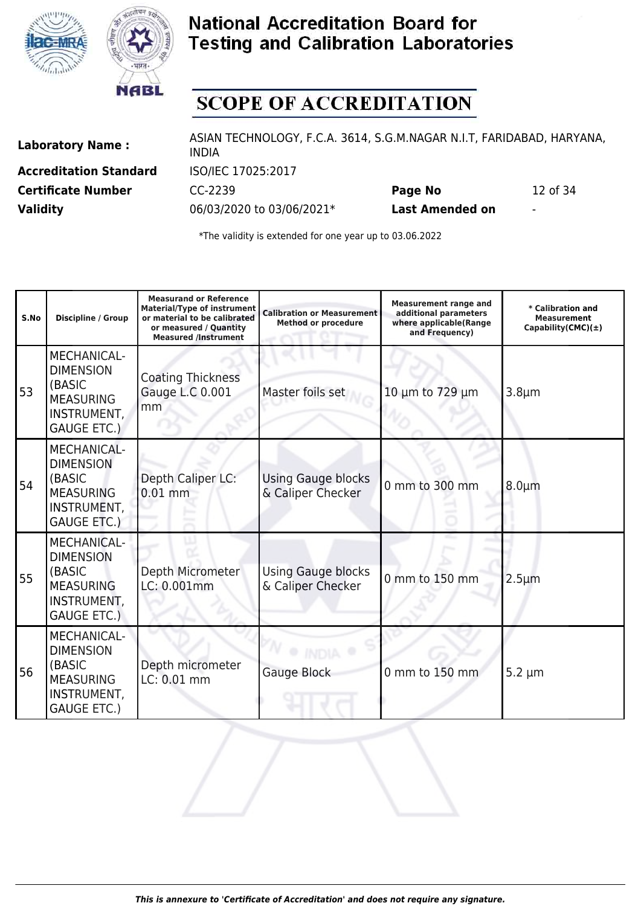# National Accreditation Board for Testing and Calibration Laboratories

## SCOPE OF ACCREDITATION

| | | | |
|---|---|---|---|
| **Laboratory Name :** | ASIAN TECHNOLOGY, F.C.A. 3614, S.G.M.NAGAR N.I.T, FARIDABAD, HARYANA, INDIA | | |
| **Accreditation Standard** | ISO/IEC 17025:2017 | | |
| **Certificate Number** | CC-2239 | **Page No** | 12 of 34 |
| **Validity** | 06/03/2020 to 03/06/2021* | **Last Amended on** | - |

*The validity is extended for one year up to 03.06.2022

| S.No | Discipline / Group | Measurand or Reference Material/Type of instrument or material to be calibrated or measured / Quantity Measured /Instrument | Calibration or Measurement Method or procedure | Measurement range and additional parameters where applicable(Range and Frequency) | * Calibration and Measurement Capability(CMC)(±) |
|---|---|---|---|---|---|
| 53 | MECHANICAL- DIMENSION (BASIC MEASURING INSTRUMENT, GAUGE ETC.) | Coating Thickness Gauge L.C 0.001 mm | Master foils set | 10 µm to 729 µm | 3.8µm |
| 54 | MECHANICAL- DIMENSION (BASIC MEASURING INSTRUMENT, GAUGE ETC.) | Depth Caliper LC: 0.01 mm | Using Gauge blocks & Caliper Checker | 0 mm to 300 mm | 8.0µm |
| 55 | MECHANICAL- DIMENSION (BASIC MEASURING INSTRUMENT, GAUGE ETC.) | Depth Micrometer LC: 0.001mm | Using Gauge blocks & Caliper Checker | 0 mm to 150 mm | 2.5µm |
| 56 | MECHANICAL- DIMENSION (BASIC MEASURING INSTRUMENT, GAUGE ETC.) | Depth micrometer LC: 0.01 mm | Gauge Block | 0 mm to 150 mm | 5.2 µm |

*This is annexure to 'Certificate of Accreditation' and does not require any signature.*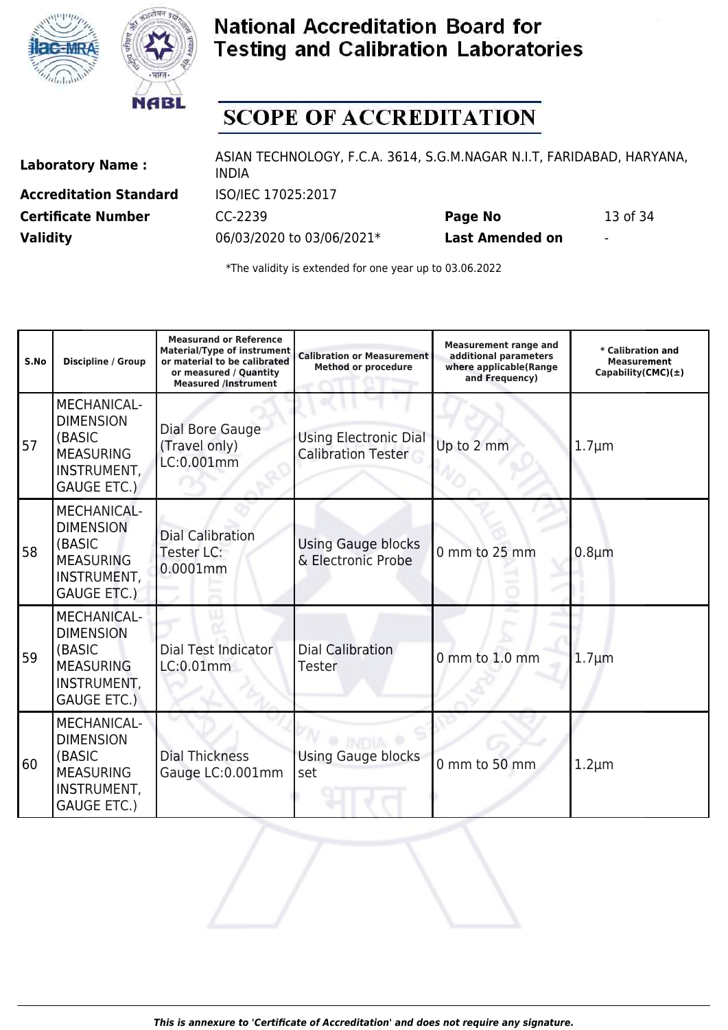# National Accreditation Board for Testing and Calibration Laboratories

## SCOPE OF ACCREDITATION

| | | | |
|---|---|---|---|
| **Laboratory Name :** | ASIAN TECHNOLOGY, F.C.A. 3614, S.G.M.NAGAR N.I.T, FARIDABAD, HARYANA, INDIA | | |
| **Accreditation Standard** | ISO/IEC 17025:2017 | | |
| **Certificate Number** | CC-2239 | **Page No** | 13 of 34 |
| **Validity** | 06/03/2020 to 03/06/2021* | **Last Amended on** | - |

*The validity is extended for one year up to 03.06.2022

| S.No | Discipline / Group | Measurand or Reference Material/Type of instrument or material to be calibrated or measured / Quantity Measured /Instrument | Calibration or Measurement Method or procedure | Measurement range and additional parameters where applicable(Range and Frequency) | * Calibration and Measurement Capability(CMC)(±) |
|---|---|---|---|---|---|
| 57 | MECHANICAL- DIMENSION (BASIC MEASURING INSTRUMENT, GAUGE ETC.) | Dial Bore Gauge (Travel only) LC:0.001mm | Using Electronic Dial Calibration Tester | Up to 2 mm | 1.7µm |
| 58 | MECHANICAL- DIMENSION (BASIC MEASURING INSTRUMENT, GAUGE ETC.) | Dial Calibration Tester LC: 0.0001mm | Using Gauge blocks & Electronic Probe | 0 mm to 25 mm | 0.8µm |
| 59 | MECHANICAL- DIMENSION (BASIC MEASURING INSTRUMENT, GAUGE ETC.) | Dial Test Indicator LC:0.01mm | Dial Calibration Tester | 0 mm to 1.0 mm | 1.7µm |
| 60 | MECHANICAL- DIMENSION (BASIC MEASURING INSTRUMENT, GAUGE ETC.) | Dial Thickness Gauge LC:0.001mm | Using Gauge blocks set | 0 mm to 50 mm | 1.2µm |

*This is annexure to 'Certificate of Accreditation' and does not require any signature.*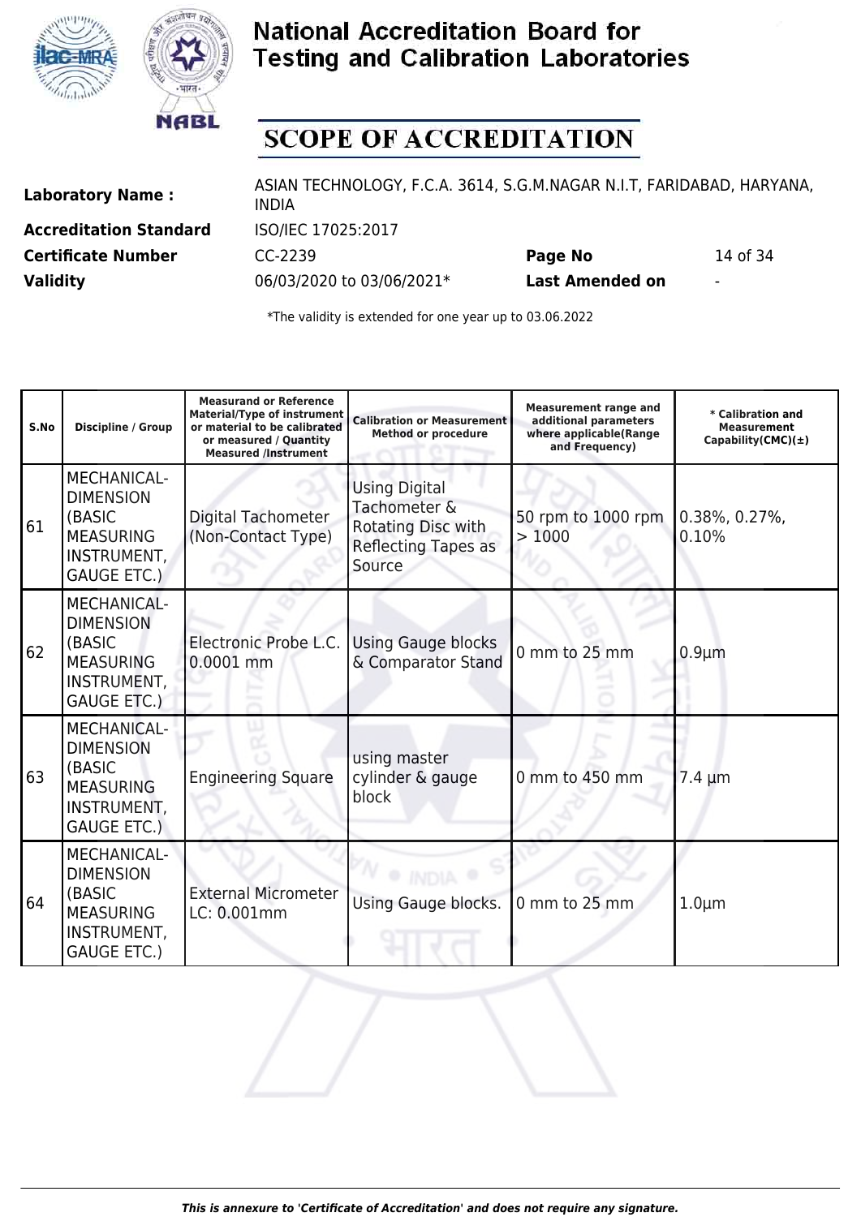# National Accreditation Board for Testing and Calibration Laboratories

# SCOPE OF ACCREDITATION

**Laboratory Name :** ASIAN TECHNOLOGY, F.C.A. 3614, S.G.M.NAGAR N.I.T, FARIDABAD, HARYANA, INDIA

**Accreditation Standard** ISO/IEC 17025:2017

**Certificate Number** CC-2239 **Page No** 14 of 34

**Validity** 06/03/2020 to 03/06/2021* **Last Amended on** -

*The validity is extended for one year up to 03.06.2022

| S.No | Discipline / Group | Measurand or Reference Material/Type of instrument or material to be calibrated or measured / Quantity Measured /Instrument | Calibration or Measurement Method or procedure | Measurement range and additional parameters where applicable(Range and Frequency) | * Calibration and Measurement Capability(CMC)(±) |
|---|---|---|---|---|---|
| 61 | MECHANICAL-DIMENSION (BASIC MEASURING INSTRUMENT, GAUGE ETC.) | Digital Tachometer (Non-Contact Type) | Using Digital Tachometer & Rotating Disc with Reflecting Tapes as Source | 50 rpm to 1000 rpm > 1000 | 0.38%, 0.27%, 0.10% |
| 62 | MECHANICAL-DIMENSION (BASIC MEASURING INSTRUMENT, GAUGE ETC.) | Electronic Probe L.C. 0.0001 mm | Using Gauge blocks & Comparator Stand | 0 mm to 25 mm | 0.9µm |
| 63 | MECHANICAL-DIMENSION (BASIC MEASURING INSTRUMENT, GAUGE ETC.) | Engineering Square | using master cylinder & gauge block | 0 mm to 450 mm | 7.4 µm |
| 64 | MECHANICAL-DIMENSION (BASIC MEASURING INSTRUMENT, GAUGE ETC.) | External Micrometer LC: 0.001mm | Using Gauge blocks. | 0 mm to 25 mm | 1.0µm |

*This is annexure to 'Certificate of Accreditation' and does not require any signature.*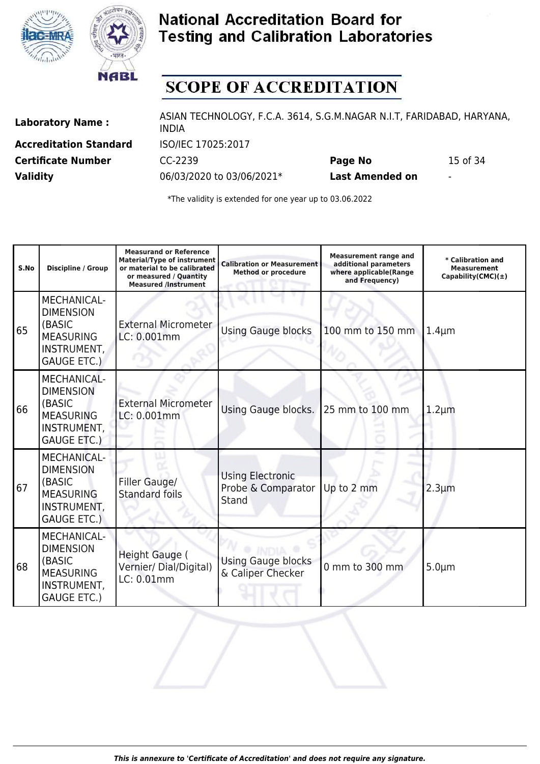# National Accreditation Board for Testing and Calibration Laboratories

# SCOPE OF ACCREDITATION

| | | | |
|---|---|---|---|
| **Laboratory Name :** | ASIAN TECHNOLOGY, F.C.A. 3614, S.G.M.NAGAR N.I.T, FARIDABAD, HARYANA, INDIA | | |
| **Accreditation Standard** | ISO/IEC 17025:2017 | | |
| **Certificate Number** | CC-2239 | **Page No** | 15 of 34 |
| **Validity** | 06/03/2020 to 03/06/2021* | **Last Amended on** | - |

*The validity is extended for one year up to 03.06.2022

| S.No | Discipline / Group | Measurand or Reference Material/Type of instrument or material to be calibrated or measured / Quantity Measured /Instrument | Calibration or Measurement Method or procedure | Measurement range and additional parameters where applicable(Range and Frequency) | * Calibration and Measurement Capability(CMC)(±) |
|---|---|---|---|---|---|
| 65 | MECHANICAL- DIMENSION (BASIC MEASURING INSTRUMENT, GAUGE ETC.) | External Micrometer LC: 0.001mm | Using Gauge blocks | 100 mm to 150 mm | 1.4µm |
| 66 | MECHANICAL- DIMENSION (BASIC MEASURING INSTRUMENT, GAUGE ETC.) | External Micrometer LC: 0.001mm | Using Gauge blocks. | 25 mm to 100 mm | 1.2µm |
| 67 | MECHANICAL- DIMENSION (BASIC MEASURING INSTRUMENT, GAUGE ETC.) | Filler Gauge/ Standard foils | Using Electronic Probe & Comparator Stand | Up to 2 mm | 2.3µm |
| 68 | MECHANICAL- DIMENSION (BASIC MEASURING INSTRUMENT, GAUGE ETC.) | Height Gauge ( Vernier/ Dial/Digital) LC: 0.01mm | Using Gauge blocks & Caliper Checker | 0 mm to 300 mm | 5.0µm |

*This is annexure to 'Certificate of Accreditation' and does not require any signature.*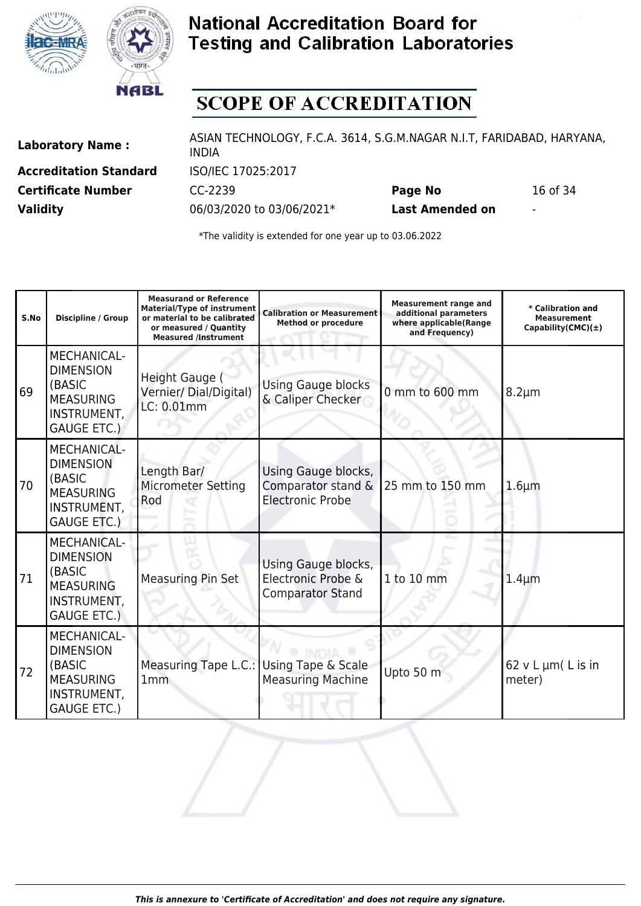# National Accreditation Board for Testing and Calibration Laboratories

## SCOPE OF ACCREDITATION

| | | | |
|---|---|---|---|
| **Laboratory Name :** | ASIAN TECHNOLOGY, F.C.A. 3614, S.G.M.NAGAR N.I.T, FARIDABAD, HARYANA, INDIA | | |
| **Accreditation Standard** | ISO/IEC 17025:2017 | | |
| **Certificate Number** | CC-2239 | **Page No** | 16 of 34 |
| **Validity** | 06/03/2020 to 03/06/2021* | **Last Amended on** | - |

*The validity is extended for one year up to 03.06.2022

| S.No | Discipline / Group | Measurand or Reference Material/Type of instrument or material to be calibrated or measured / Quantity Measured /Instrument | Calibration or Measurement Method or procedure | Measurement range and additional parameters where applicable(Range and Frequency) | * Calibration and Measurement Capability(CMC)(±) |
|---|---|---|---|---|---|
| 69 | MECHANICAL- DIMENSION (BASIC MEASURING INSTRUMENT, GAUGE ETC.) | Height Gauge ( Vernier/ Dial/Digital) LC: 0.01mm | Using Gauge blocks & Caliper Checker | 0 mm to 600 mm | 8.2µm |
| 70 | MECHANICAL- DIMENSION (BASIC MEASURING INSTRUMENT, GAUGE ETC.) | Length Bar/ Micrometer Setting Rod | Using Gauge blocks, Comparator stand & Electronic Probe | 25 mm to 150 mm | 1.6µm |
| 71 | MECHANICAL- DIMENSION (BASIC MEASURING INSTRUMENT, GAUGE ETC.) | Measuring Pin Set | Using Gauge blocks, Electronic Probe & Comparator Stand | 1 to 10 mm | 1.4µm |
| 72 | MECHANICAL- DIMENSION (BASIC MEASURING INSTRUMENT, GAUGE ETC.) | Measuring Tape L.C.: 1mm | Using Tape & Scale Measuring Machine | Upto 50 m | 62 v L µm( L is in meter) |

*This is annexure to 'Certificate of Accreditation' and does not require any signature.*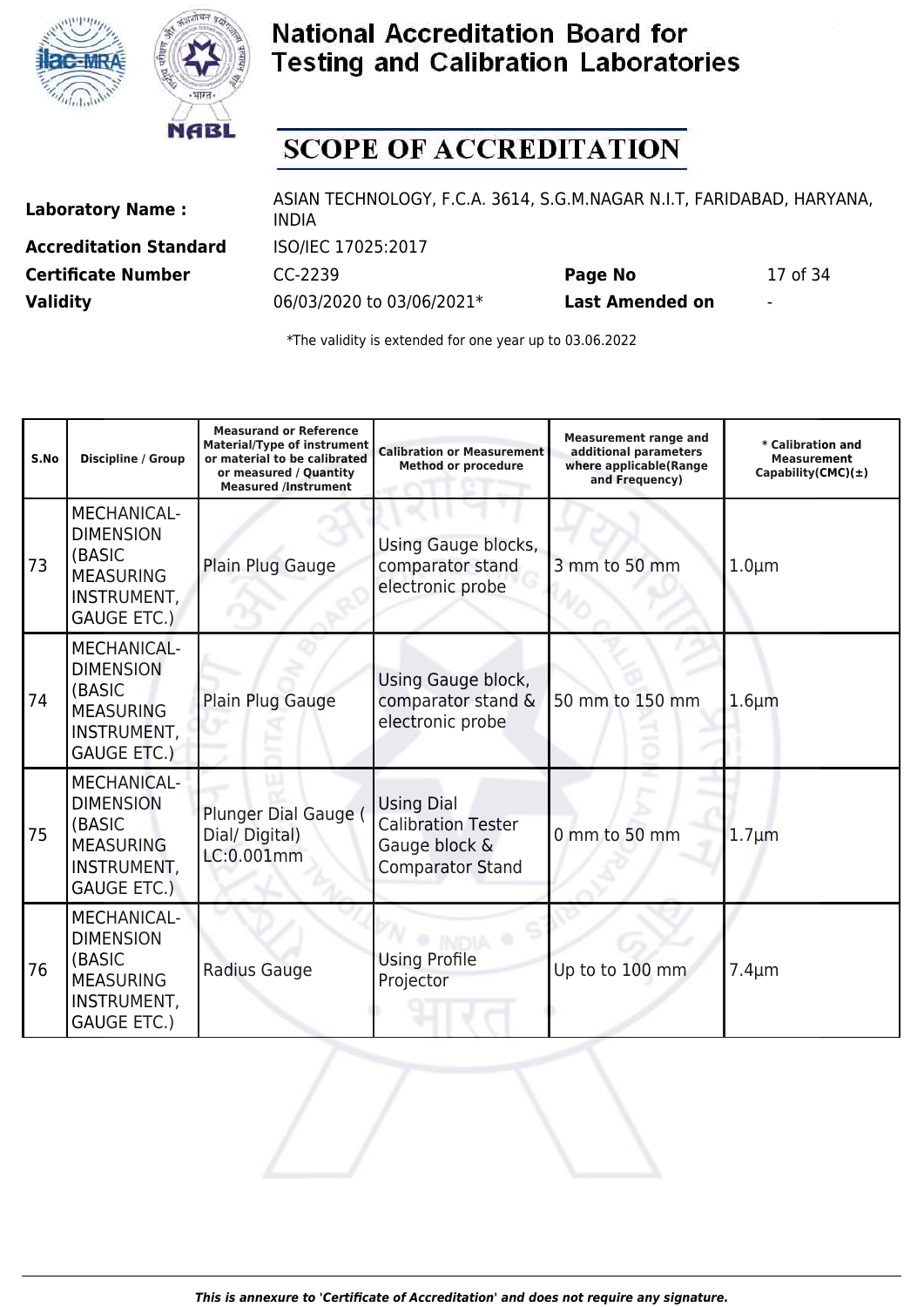# National Accreditation Board for Testing and Calibration Laboratories

## SCOPE OF ACCREDITATION

| | | | |
|---|---|---|---|
| **Laboratory Name :** | ASIAN TECHNOLOGY, F.C.A. 3614, S.G.M.NAGAR N.I.T, FARIDABAD, HARYANA, INDIA | | |
| **Accreditation Standard** | ISO/IEC 17025:2017 | | |
| **Certificate Number** | CC-2239 | **Page No** | 17 of 34 |
| **Validity** | 06/03/2020 to 03/06/2021* | **Last Amended on** | - |

*The validity is extended for one year up to 03.06.2022

| S.No | Discipline / Group | Measurand or Reference Material/Type of instrument or material to be calibrated or measured / Quantity Measured /Instrument | Calibration or Measurement Method or procedure | Measurement range and additional parameters where applicable(Range and Frequency) | * Calibration and Measurement Capability(CMC)(±) |
|---|---|---|---|---|---|
| 73 | MECHANICAL- DIMENSION (BASIC MEASURING INSTRUMENT, GAUGE ETC.) | Plain Plug Gauge | Using Gauge blocks, comparator stand electronic probe | 3 mm to 50 mm | 1.0µm |
| 74 | MECHANICAL- DIMENSION (BASIC MEASURING INSTRUMENT, GAUGE ETC.) | Plain Plug Gauge | Using Gauge block, comparator stand & electronic probe | 50 mm to 150 mm | 1.6µm |
| 75 | MECHANICAL- DIMENSION (BASIC MEASURING INSTRUMENT, GAUGE ETC.) | Plunger Dial Gauge ( Dial/ Digital) LC:0.001mm | Using Dial Calibration Tester Gauge block & Comparator Stand | 0 mm to 50 mm | 1.7µm |
| 76 | MECHANICAL- DIMENSION (BASIC MEASURING INSTRUMENT, GAUGE ETC.) | Radius Gauge | Using Profile Projector | Up to to 100 mm | 7.4µm |

*This is annexure to 'Certificate of Accreditation' and does not require any signature.*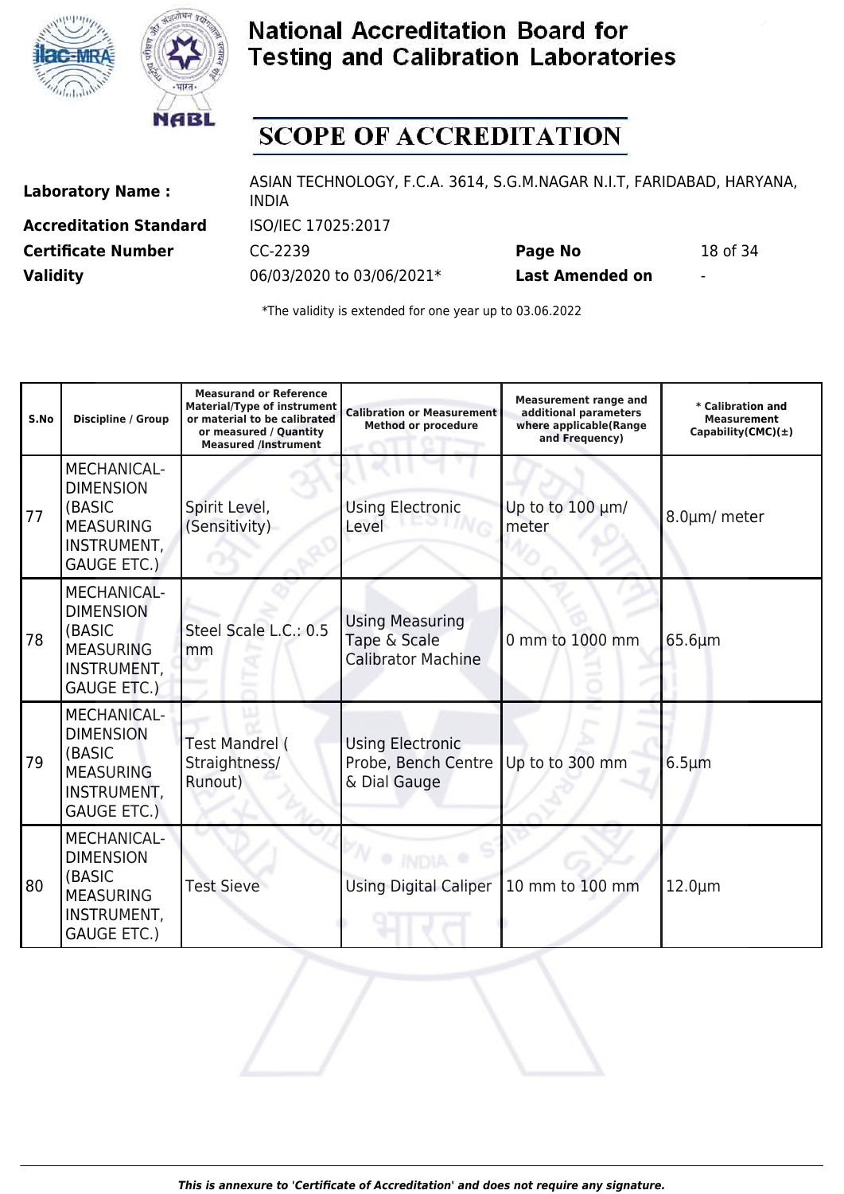# National Accreditation Board for Testing and Calibration Laboratories

## SCOPE OF ACCREDITATION

| | | | |
|---|---|---|---|
| **Laboratory Name :** | ASIAN TECHNOLOGY, F.C.A. 3614, S.G.M.NAGAR N.I.T, FARIDABAD, HARYANA, INDIA | | |
| **Accreditation Standard** | ISO/IEC 17025:2017 | | |
| **Certificate Number** | CC-2239 | **Page No** | 18 of 34 |
| **Validity** | 06/03/2020 to 03/06/2021* | **Last Amended on** | - |

*The validity is extended for one year up to 03.06.2022

| S.No | Discipline / Group | Measurand or Reference Material/Type of instrument or material to be calibrated or measured / Quantity Measured /Instrument | Calibration or Measurement Method or procedure | Measurement range and additional parameters where applicable(Range and Frequency) | * Calibration and Measurement Capability(CMC)(±) |
|---|---|---|---|---|---|
| 77 | MECHANICAL- DIMENSION (BASIC MEASURING INSTRUMENT, GAUGE ETC.) | Spirit Level, (Sensitivity) | Using Electronic Level | Up to to 100 µm/ meter | 8.0µm/ meter |
| 78 | MECHANICAL- DIMENSION (BASIC MEASURING INSTRUMENT, GAUGE ETC.) | Steel Scale L.C.: 0.5 mm | Using Measuring Tape & Scale Calibrator Machine | 0 mm to 1000 mm | 65.6µm |
| 79 | MECHANICAL- DIMENSION (BASIC MEASURING INSTRUMENT, GAUGE ETC.) | Test Mandrel ( Straightness/ Runout) | Using Electronic Probe, Bench Centre & Dial Gauge | Up to to 300 mm | 6.5µm |
| 80 | MECHANICAL- DIMENSION (BASIC MEASURING INSTRUMENT, GAUGE ETC.) | Test Sieve | Using Digital Caliper | 10 mm to 100 mm | 12.0µm |

*This is annexure to 'Certificate of Accreditation' and does not require any signature.*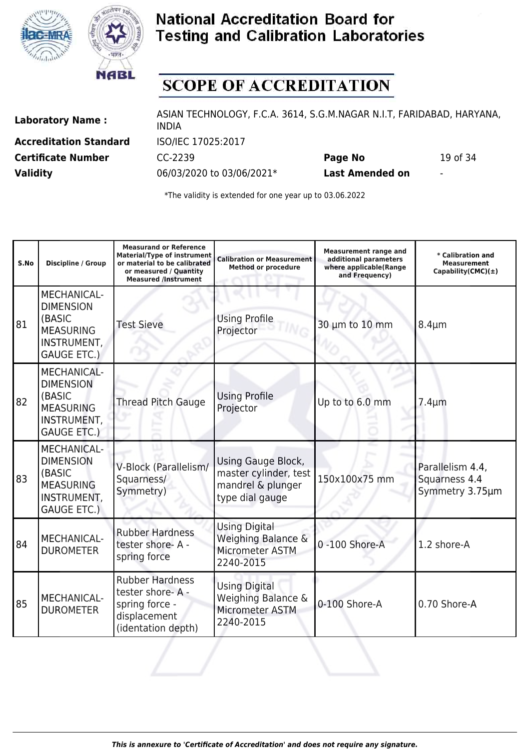# National Accreditation Board for Testing and Calibration Laboratories

## SCOPE OF ACCREDITATION

| | | | | |
|---|---|---|---|---|
| **Laboratory Name :** | ASIAN TECHNOLOGY, F.C.A. 3614, S.G.M.NAGAR N.I.T, FARIDABAD, HARYANA, INDIA | | | |
| **Accreditation Standard** | ISO/IEC 17025:2017 | | | |
| **Certificate Number** | CC-2239 | **Page No** | 19 of 34 | |
| **Validity** | 06/03/2020 to 03/06/2021* | **Last Amended on** | - | |

*The validity is extended for one year up to 03.06.2022

| S.No | Discipline / Group | Measurand or Reference Material/Type of instrument or material to be calibrated or measured / Quantity Measured /Instrument | Calibration or Measurement Method or procedure | Measurement range and additional parameters where applicable(Range and Frequency) | * Calibration and Measurement Capability(CMC)(±) |
|---|---|---|---|---|---|
| 81 | MECHANICAL- DIMENSION (BASIC MEASURING INSTRUMENT, GAUGE ETC.) | Test Sieve | Using Profile Projector | 30 µm to 10 mm | 8.4µm |
| 82 | MECHANICAL- DIMENSION (BASIC MEASURING INSTRUMENT, GAUGE ETC.) | Thread Pitch Gauge | Using Profile Projector | Up to to 6.0 mm | 7.4µm |
| 83 | MECHANICAL- DIMENSION (BASIC MEASURING INSTRUMENT, GAUGE ETC.) | V-Block (Parallelism/ Squarness/ Symmetry) | Using Gauge Block, master cylinder, test mandrel & plunger type dial gauge | 150x100x75 mm | Parallelism 4.4, Squarness 4.4 Symmetry 3.75µm |
| 84 | MECHANICAL- DUROMETER | Rubber Hardness tester shore- A - spring force | Using Digital Weighing Balance & Micrometer ASTM 2240-2015 | 0 -100 Shore-A | 1.2 shore-A |
| 85 | MECHANICAL- DUROMETER | Rubber Hardness tester shore- A - spring force - displacement (identation depth) | Using Digital Weighing Balance & Micrometer ASTM 2240-2015 | 0-100 Shore-A | 0.70 Shore-A |

*This is annexure to 'Certificate of Accreditation' and does not require any signature.*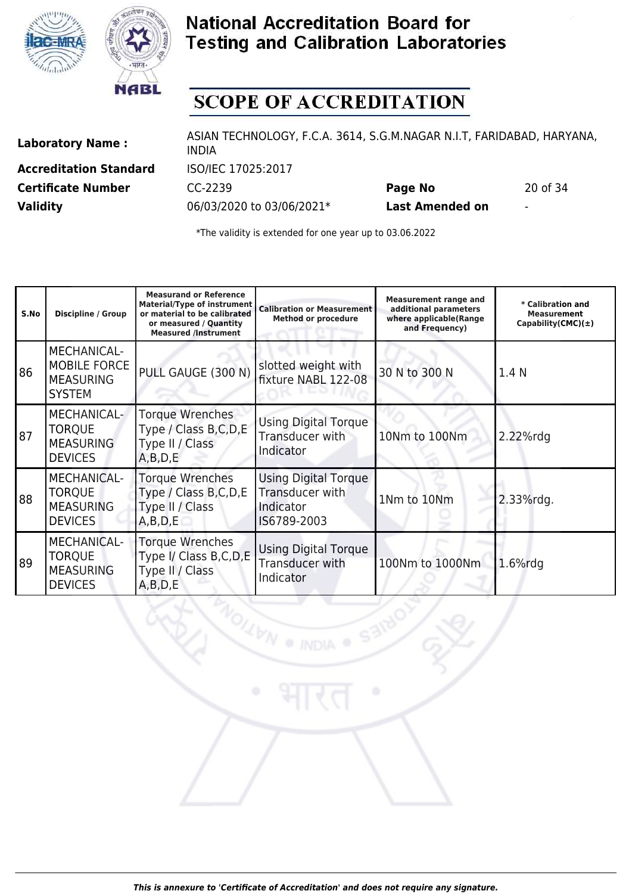# National Accreditation Board for Testing and Calibration Laboratories

## SCOPE OF ACCREDITATION

| | | | |
|---|---|---|---|
| **Laboratory Name :** | ASIAN TECHNOLOGY, F.C.A. 3614, S.G.M.NAGAR N.I.T, FARIDABAD, HARYANA, INDIA | | |
| **Accreditation Standard** | ISO/IEC 17025:2017 | | |
| **Certificate Number** | CC-2239 | **Page No** | 20 of 34 |
| **Validity** | 06/03/2020 to 03/06/2021* | **Last Amended on** | - |

*The validity is extended for one year up to 03.06.2022

| S.No | Discipline / Group | Measurand or Reference Material/Type of instrument or material to be calibrated or measured / Quantity Measured /Instrument | Calibration or Measurement Method or procedure | Measurement range and additional parameters where applicable(Range and Frequency) | * Calibration and Measurement Capability(CMC)(±) |
|---|---|---|---|---|---|
| 86 | MECHANICAL- MOBILE FORCE MEASURING SYSTEM | PULL GAUGE (300 N) | slotted weight with fixture NABL 122-08 | 30 N to 300 N | 1.4 N |
| 87 | MECHANICAL- TORQUE MEASURING DEVICES | Torque Wrenches Type / Class B,C,D,E Type II / Class A,B,D,E | Using Digital Torque Transducer with Indicator | 10Nm to 100Nm | 2.22%rdg |
| 88 | MECHANICAL- TORQUE MEASURING DEVICES | Torque Wrenches Type / Class B,C,D,E Type II / Class A,B,D,E | Using Digital Torque Transducer with Indicator IS6789-2003 | 1Nm to 10Nm | 2.33%rdg. |
| 89 | MECHANICAL- TORQUE MEASURING DEVICES | Torque Wrenches Type I/ Class B,C,D,E Type II / Class A,B,D,E | Using Digital Torque Transducer with Indicator | 100Nm to 1000Nm | 1.6%rdg |

*This is annexure to 'Certificate of Accreditation' and does not require any signature.*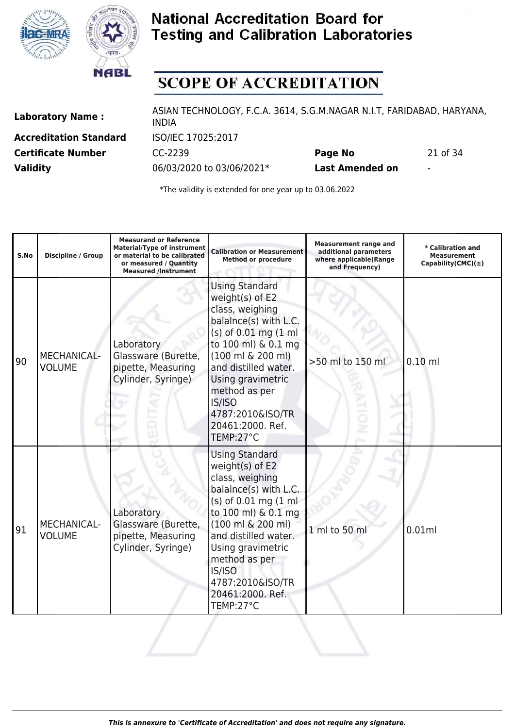# National Accreditation Board for Testing and Calibration Laboratories

## SCOPE OF ACCREDITATION

| | | | |
|---|---|---|---|
| **Laboratory Name :** | ASIAN TECHNOLOGY, F.C.A. 3614, S.G.M.NAGAR N.I.T, FARIDABAD, HARYANA, INDIA | | |
| **Accreditation Standard** | ISO/IEC 17025:2017 | | |
| **Certificate Number** | CC-2239 | **Page No** | 21 of 34 |
| **Validity** | 06/03/2020 to 03/06/2021* | **Last Amended on** | - |

*The validity is extended for one year up to 03.06.2022

| S.No | Discipline / Group | Measurand or Reference Material/Type of instrument or material to be calibrated or measured / Quantity Measured /Instrument | Calibration or Measurement Method or procedure | Measurement range and additional parameters where applicable(Range and Frequency) | * Calibration and Measurement Capability(CMC)(±) |
|---|---|---|---|---|---|
| 90 | MECHANICAL- VOLUME | Laboratory Glassware (Burette, pipette, Measuring Cylinder, Syringe) | Using Standard weight(s) of E2 class, weighing balalnce(s) with L.C.(s) of 0.01 mg (1 ml to 100 ml) & 0.1 mg (100 ml & 200 ml) and distilled water. Using gravimetric method as per IS/ISO 4787:2010&ISO/TR 20461:2000. Ref. TEMP:27°C | >50 ml to 150 ml | 0.10 ml |
| 91 | MECHANICAL- VOLUME | Laboratory Glassware (Burette, pipette, Measuring Cylinder, Syringe) | Using Standard weight(s) of E2 class, weighing balalnce(s) with L.C.(s) of 0.01 mg (1 ml to 100 ml) & 0.1 mg (100 ml & 200 ml) and distilled water. Using gravimetric method as per IS/ISO 4787:2010&ISO/TR 20461:2000. Ref. TEMP:27°C | 1 ml to 50 ml | 0.01ml |

*This is annexure to 'Certificate of Accreditation' and does not require any signature.*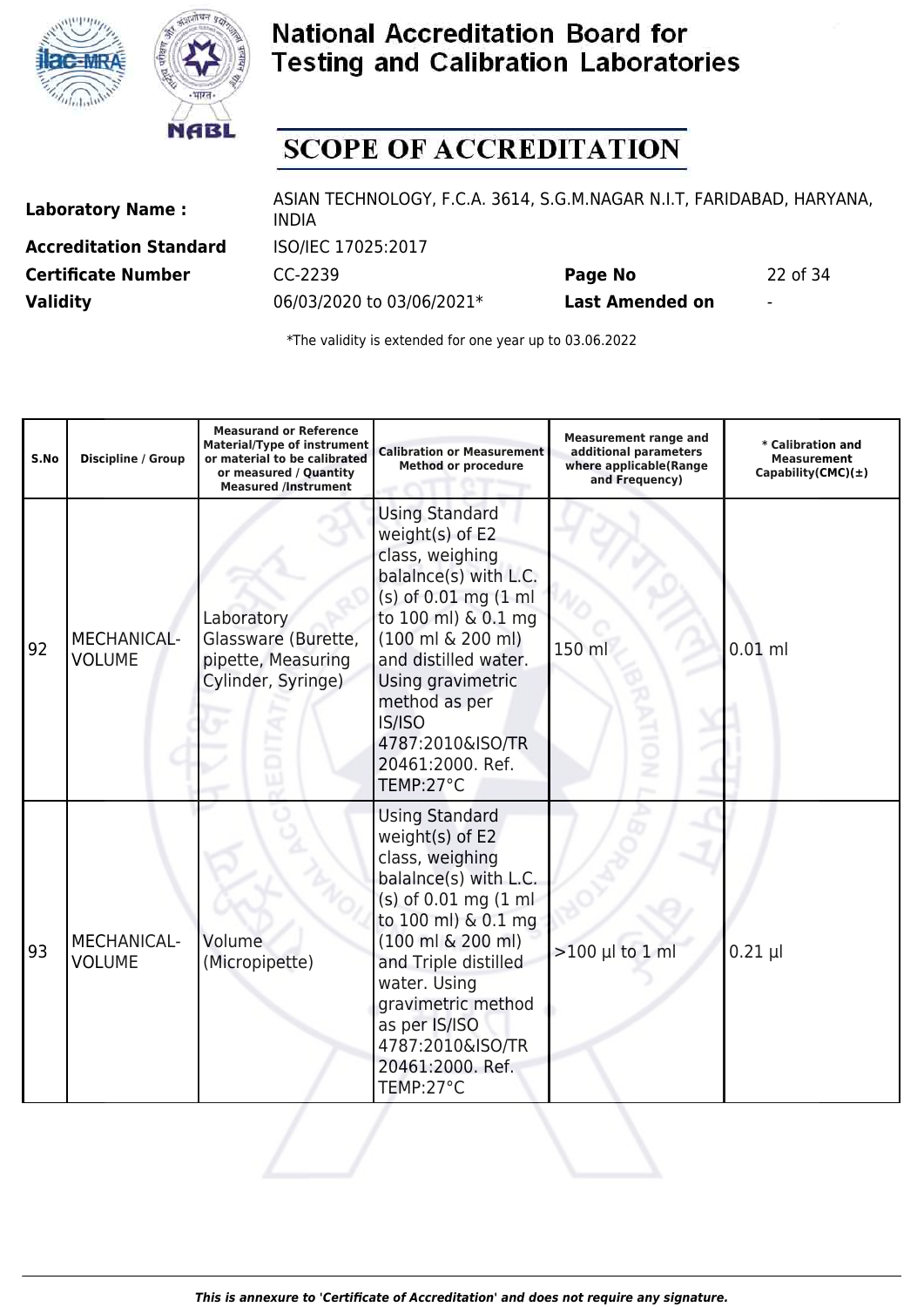# National Accreditation Board for Testing and Calibration Laboratories

## SCOPE OF ACCREDITATION

| | | | |
|---|---|---|---|
| **Laboratory Name :** | ASIAN TECHNOLOGY, F.C.A. 3614, S.G.M.NAGAR N.I.T, FARIDABAD, HARYANA, INDIA | | |
| **Accreditation Standard** | ISO/IEC 17025:2017 | | |
| **Certificate Number** | CC-2239 | **Page No** | 22 of 34 |
| **Validity** | 06/03/2020 to 03/06/2021* | **Last Amended on** | - |

*The validity is extended for one year up to 03.06.2022

| S.No | Discipline / Group | Measurand or Reference Material/Type of instrument or material to be calibrated or measured / Quantity Measured /Instrument | Calibration or Measurement Method or procedure | Measurement range and additional parameters where applicable(Range and Frequency) | * Calibration and Measurement Capability(CMC)(±) |
|---|---|---|---|---|---|
| 92 | MECHANICAL- VOLUME | Laboratory Glassware (Burette, pipette, Measuring Cylinder, Syringe) | Using Standard weight(s) of E2 class, weighing balalnce(s) with L.C.(s) of 0.01 mg (1 ml to 100 ml) & 0.1 mg (100 ml & 200 ml) and distilled water. Using gravimetric method as per IS/ISO 4787:2010&ISO/TR 20461:2000. Ref. TEMP:27°C | 150 ml | 0.01 ml |
| 93 | MECHANICAL- VOLUME | Volume (Micropipette) | Using Standard weight(s) of E2 class, weighing balalnce(s) with L.C.(s) of 0.01 mg (1 ml to 100 ml) & 0.1 mg (100 ml & 200 ml) and Triple distilled water. Using gravimetric method as per IS/ISO 4787:2010&ISO/TR 20461:2000. Ref. TEMP:27°C | >100 µl to 1 ml | 0.21 µl |

*This is annexure to 'Certificate of Accreditation' and does not require any signature.*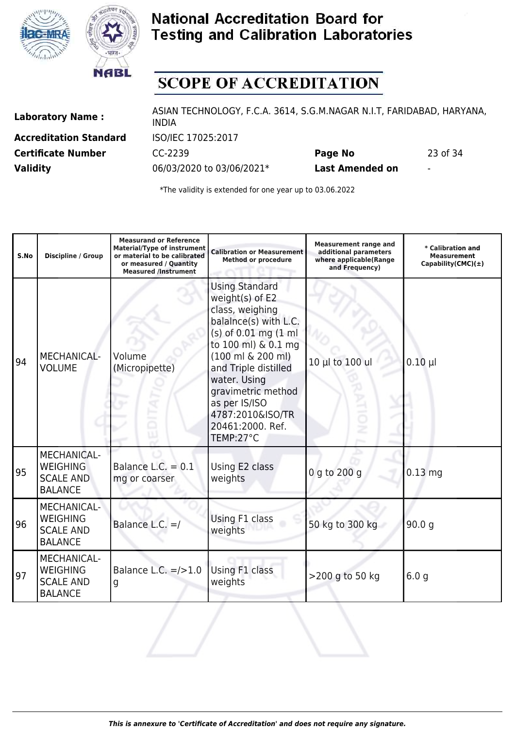# National Accreditation Board for Testing and Calibration Laboratories

## SCOPE OF ACCREDITATION

| | | | |
|---|---|---|---|
| **Laboratory Name :** | ASIAN TECHNOLOGY, F.C.A. 3614, S.G.M.NAGAR N.I.T, FARIDABAD, HARYANA, INDIA | | |
| **Accreditation Standard** | ISO/IEC 17025:2017 | | |
| **Certificate Number** | CC-2239 | **Page No** | 23 of 34 |
| **Validity** | 06/03/2020 to 03/06/2021* | **Last Amended on** | - |

*The validity is extended for one year up to 03.06.2022

| S.No | Discipline / Group | Measurand or Reference Material/Type of instrument or material to be calibrated or measured / Quantity Measured /Instrument | Calibration or Measurement Method or procedure | Measurement range and additional parameters where applicable(Range and Frequency) | * Calibration and Measurement Capability(CMC)(±) |
|---|---|---|---|---|---|
| 94 | MECHANICAL- VOLUME | Volume (Micropipette) | Using Standard weight(s) of E2 class, weighing balalnce(s) with L.C.(s) of 0.01 mg (1 ml to 100 ml) & 0.1 mg (100 ml & 200 ml) and Triple distilled water. Using gravimetric method as per IS/ISO 4787:2010&ISO/TR 20461:2000. Ref. TEMP:27°C | 10 µl to 100 ul | 0.10 µl |
| 95 | MECHANICAL- WEIGHING SCALE AND BALANCE | Balance L.C. = 0.1 mg or coarser | Using E2 class weights | 0 g to 200 g | 0.13 mg |
| 96 | MECHANICAL- WEIGHING SCALE AND BALANCE | Balance L.C. =/ | Using F1 class weights | 50 kg to 300 kg | 90.0 g |
| 97 | MECHANICAL- WEIGHING SCALE AND BALANCE | Balance L.C. =/>1.0 g | Using F1 class weights | >200 g to 50 kg | 6.0 g |

*This is annexure to 'Certificate of Accreditation' and does not require any signature.*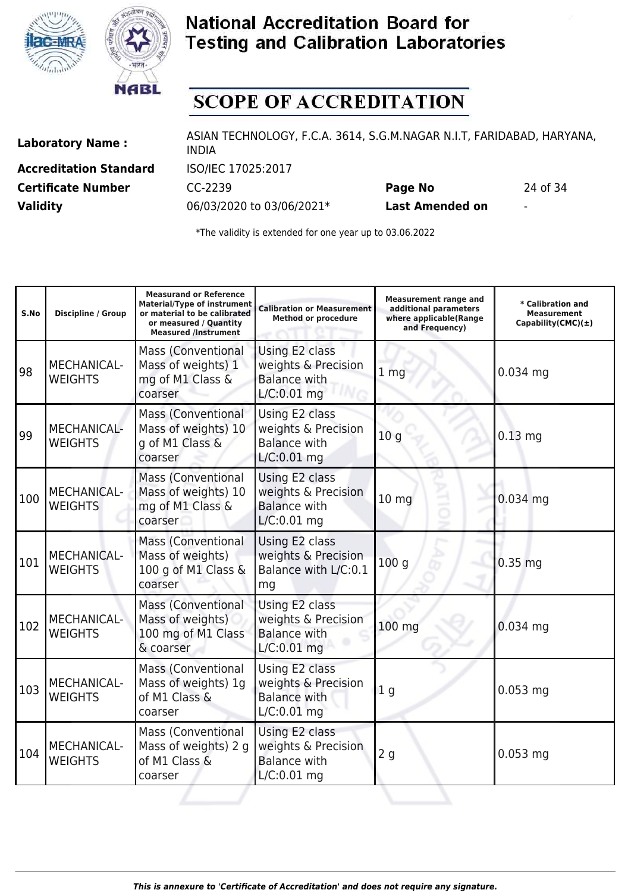# National Accreditation Board for Testing and Calibration Laboratories

## SCOPE OF ACCREDITATION

| | | | |
|---|---|---|---|
| **Laboratory Name :** | ASIAN TECHNOLOGY, F.C.A. 3614, S.G.M.NAGAR N.I.T, FARIDABAD, HARYANA, INDIA | | |
| **Accreditation Standard** | ISO/IEC 17025:2017 | | |
| **Certificate Number** | CC-2239 | **Page No** | 24 of 34 |
| **Validity** | 06/03/2020 to 03/06/2021* | **Last Amended on** | - |

*The validity is extended for one year up to 03.06.2022

| S.No | Discipline / Group | Measurand or Reference Material/Type of instrument or material to be calibrated or measured / Quantity Measured /Instrument | Calibration or Measurement Method or procedure | Measurement range and additional parameters where applicable(Range and Frequency) | * Calibration and Measurement Capability(CMC)(±) |
|---|---|---|---|---|---|
| 98 | MECHANICAL- WEIGHTS | Mass (Conventional Mass of weights) 1 mg of M1 Class & coarser | Using E2 class weights & Precision Balance with L/C:0.01 mg | 1 mg | 0.034 mg |
| 99 | MECHANICAL- WEIGHTS | Mass (Conventional Mass of weights) 10 g of M1 Class & coarser | Using E2 class weights & Precision Balance with L/C:0.01 mg | 10 g | 0.13 mg |
| 100 | MECHANICAL- WEIGHTS | Mass (Conventional Mass of weights) 10 mg of M1 Class & coarser | Using E2 class weights & Precision Balance with L/C:0.01 mg | 10 mg | 0.034 mg |
| 101 | MECHANICAL- WEIGHTS | Mass (Conventional Mass of weights) 100 g of M1 Class & coarser | Using E2 class weights & Precision Balance with L/C:0.1 mg | 100 g | 0.35 mg |
| 102 | MECHANICAL- WEIGHTS | Mass (Conventional Mass of weights) 100 mg of M1 Class & coarser | Using E2 class weights & Precision Balance with L/C:0.01 mg | 100 mg | 0.034 mg |
| 103 | MECHANICAL- WEIGHTS | Mass (Conventional Mass of weights) 1g of M1 Class & coarser | Using E2 class weights & Precision Balance with L/C:0.01 mg | 1 g | 0.053 mg |
| 104 | MECHANICAL- WEIGHTS | Mass (Conventional Mass of weights) 2 g of M1 Class & coarser | Using E2 class weights & Precision Balance with L/C:0.01 mg | 2 g | 0.053 mg |

*This is annexure to 'Certificate of Accreditation' and does not require any signature.*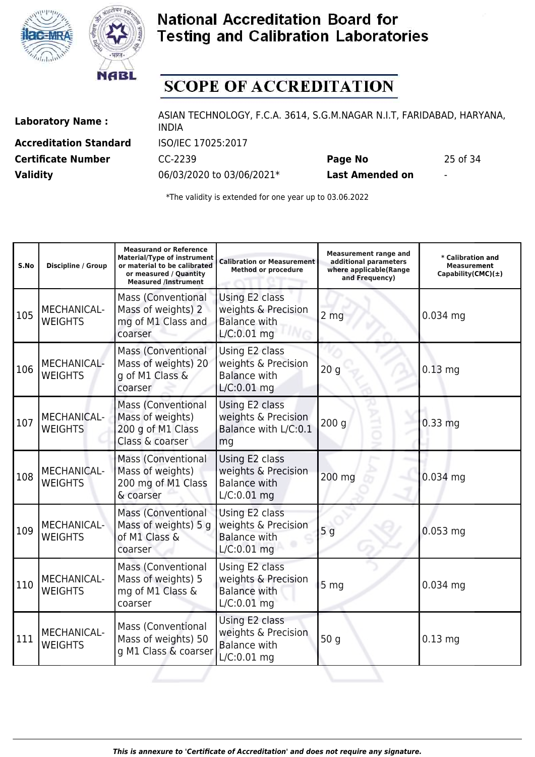# National Accreditation Board for Testing and Calibration Laboratories

## SCOPE OF ACCREDITATION

| | | | |
|---|---|---|---|
| **Laboratory Name :** | ASIAN TECHNOLOGY, F.C.A. 3614, S.G.M.NAGAR N.I.T, FARIDABAD, HARYANA, INDIA | | |
| **Accreditation Standard** | ISO/IEC 17025:2017 | | |
| **Certificate Number** | CC-2239 | **Page No** | 25 of 34 |
| **Validity** | 06/03/2020 to 03/06/2021* | **Last Amended on** | - |

*The validity is extended for one year up to 03.06.2022

| S.No | Discipline / Group | Measurand or Reference Material/Type of instrument or material to be calibrated or measured / Quantity Measured /Instrument | Calibration or Measurement Method or procedure | Measurement range and additional parameters where applicable(Range and Frequency) | * Calibration and Measurement Capability(CMC)(±) |
|---|---|---|---|---|---|
| 105 | MECHANICAL- WEIGHTS | Mass (Conventional Mass of weights) 2 mg of M1 Class and coarser | Using E2 class weights & Precision Balance with L/C:0.01 mg | 2 mg | 0.034 mg |
| 106 | MECHANICAL- WEIGHTS | Mass (Conventional Mass of weights) 20 g of M1 Class & coarser | Using E2 class weights & Precision Balance with L/C:0.01 mg | 20 g | 0.13 mg |
| 107 | MECHANICAL- WEIGHTS | Mass (Conventional Mass of weights) 200 g of M1 Class Class & coarser | Using E2 class weights & Precision Balance with L/C:0.1 mg | 200 g | 0.33 mg |
| 108 | MECHANICAL- WEIGHTS | Mass (Conventional Mass of weights) 200 mg of M1 Class & coarser | Using E2 class weights & Precision Balance with L/C:0.01 mg | 200 mg | 0.034 mg |
| 109 | MECHANICAL- WEIGHTS | Mass (Conventional Mass of weights) 5 g of M1 Class & coarser | Using E2 class weights & Precision Balance with L/C:0.01 mg | 5 g | 0.053 mg |
| 110 | MECHANICAL- WEIGHTS | Mass (Conventional Mass of weights) 5 mg of M1 Class & coarser | Using E2 class weights & Precision Balance with L/C:0.01 mg | 5 mg | 0.034 mg |
| 111 | MECHANICAL- WEIGHTS | Mass (Conventional Mass of weights) 50 g M1 Class & coarser | Using E2 class weights & Precision Balance with L/C:0.01 mg | 50 g | 0.13 mg |

*This is annexure to 'Certificate of Accreditation' and does not require any signature.*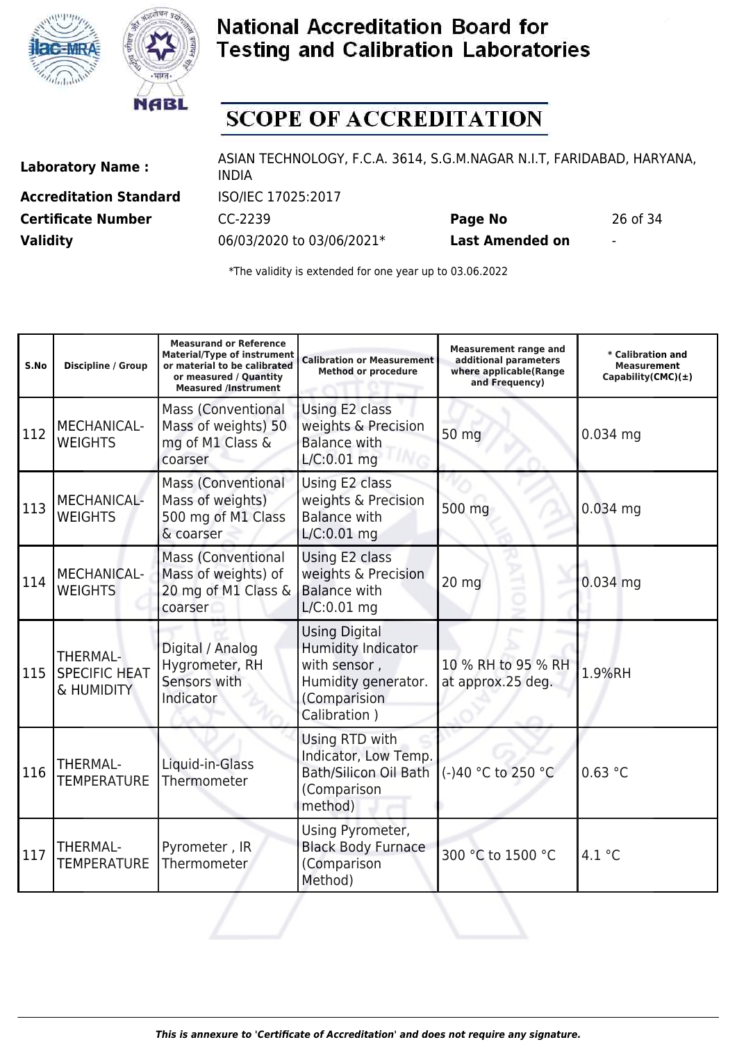# National Accreditation Board for Testing and Calibration Laboratories

## SCOPE OF ACCREDITATION

| | | | |
|---|---|---|---|
| **Laboratory Name :** | ASIAN TECHNOLOGY, F.C.A. 3614, S.G.M.NAGAR N.I.T, FARIDABAD, HARYANA, INDIA | | |
| **Accreditation Standard** | ISO/IEC 17025:2017 | | |
| **Certificate Number** | CC-2239 | **Page No** | 26 of 34 |
| **Validity** | 06/03/2020 to 03/06/2021* | **Last Amended on** | - |

*The validity is extended for one year up to 03.06.2022

| S.No | Discipline / Group | Measurand or Reference Material/Type of instrument or material to be calibrated or measured / Quantity Measured /Instrument | Calibration or Measurement Method or procedure | Measurement range and additional parameters where applicable(Range and Frequency) | * Calibration and Measurement Capability(CMC)(±) |
|---|---|---|---|---|---|
| 112 | MECHANICAL- WEIGHTS | Mass (Conventional Mass of weights) 50 mg of M1 Class & coarser | Using E2 class weights & Precision Balance with L/C:0.01 mg | 50 mg | 0.034 mg |
| 113 | MECHANICAL- WEIGHTS | Mass (Conventional Mass of weights) 500 mg of M1 Class & coarser | Using E2 class weights & Precision Balance with L/C:0.01 mg | 500 mg | 0.034 mg |
| 114 | MECHANICAL- WEIGHTS | Mass (Conventional Mass of weights) of 20 mg of M1 Class & coarser | Using E2 class weights & Precision Balance with L/C:0.01 mg | 20 mg | 0.034 mg |
| 115 | THERMAL- SPECIFIC HEAT & HUMIDITY | Digital / Analog Hygrometer, RH Sensors with Indicator | Using Digital Humidity Indicator with sensor , Humidity generator. (Comparision Calibration ) | 10 % RH to 95 % RH at approx.25 deg. | 1.9%RH |
| 116 | THERMAL- TEMPERATURE | Liquid-in-Glass Thermometer | Using RTD with Indicator, Low Temp. Bath/Silicon Oil Bath (Comparison method) | (-)40 °C to 250 °C | 0.63 °C |
| 117 | THERMAL- TEMPERATURE | Pyrometer , IR Thermometer | Using Pyrometer, Black Body Furnace (Comparison Method) | 300 °C to 1500 °C | 4.1 °C |

*This is annexure to 'Certificate of Accreditation' and does not require any signature.*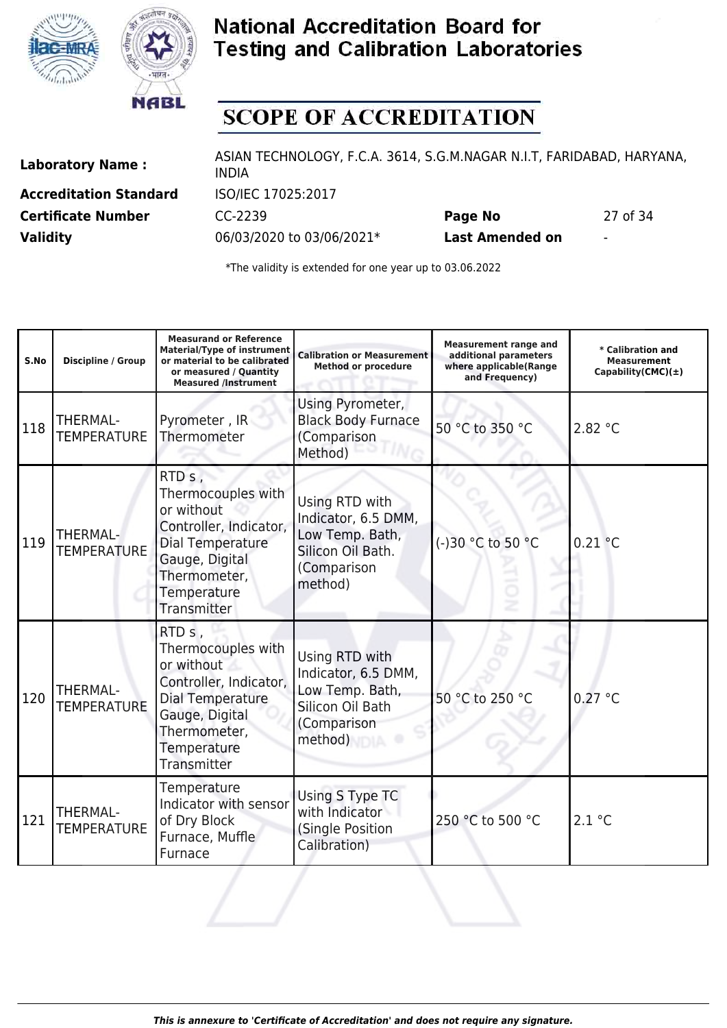# National Accreditation Board for Testing and Calibration Laboratories

## SCOPE OF ACCREDITATION

| | | | |
|---|---|---|---|
| **Laboratory Name :** | ASIAN TECHNOLOGY, F.C.A. 3614, S.G.M.NAGAR N.I.T, FARIDABAD, HARYANA, INDIA | | |
| **Accreditation Standard** | ISO/IEC 17025:2017 | | |
| **Certificate Number** | CC-2239 | **Page No** | 27 of 34 |
| **Validity** | 06/03/2020 to 03/06/2021* | **Last Amended on** | - |

*The validity is extended for one year up to 03.06.2022

| S.No | Discipline / Group | Measurand or Reference Material/Type of instrument or material to be calibrated or measured / Quantity Measured /Instrument | Calibration or Measurement Method or procedure | Measurement range and additional parameters where applicable(Range and Frequency) | * Calibration and Measurement Capability(CMC)(±) |
|---|---|---|---|---|---|
| 118 | THERMAL-TEMPERATURE | Pyrometer , IR Thermometer | Using Pyrometer, Black Body Furnace (Comparison Method) | 50 °C to 350 °C | 2.82 °C |
| 119 | THERMAL-TEMPERATURE | RTD s , Thermocouples with or without Controller, Indicator, Dial Temperature Gauge, Digital Thermometer, Temperature Transmitter | Using RTD with Indicator, 6.5 DMM, Low Temp. Bath, Silicon Oil Bath. (Comparison method) | (-)30 °C to 50 °C | 0.21 °C |
| 120 | THERMAL-TEMPERATURE | RTD s , Thermocouples with or without Controller, Indicator, Dial Temperature Gauge, Digital Thermometer, Temperature Transmitter | Using RTD with Indicator, 6.5 DMM, Low Temp. Bath, Silicon Oil Bath (Comparison method) | 50 °C to 250 °C | 0.27 °C |
| 121 | THERMAL-TEMPERATURE | Temperature Indicator with sensor of Dry Block Furnace, Muffle Furnace | Using S Type TC with Indicator (Single Position Calibration) | 250 °C to 500 °C | 2.1 °C |

*This is annexure to 'Certificate of Accreditation' and does not require any signature.*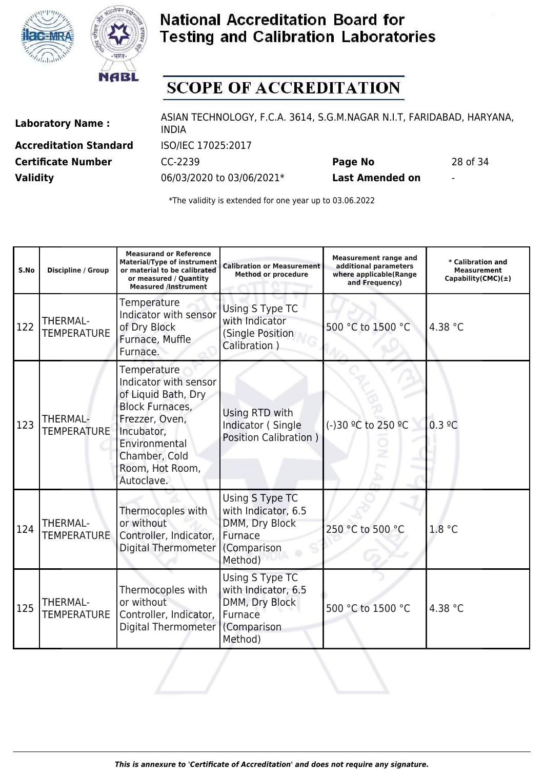# National Accreditation Board for Testing and Calibration Laboratories

## SCOPE OF ACCREDITATION

**Laboratory Name :** ASIAN TECHNOLOGY, F.C.A. 3614, S.G.M.NAGAR N.I.T, FARIDABAD, HARYANA, INDIA

**Accreditation Standard** ISO/IEC 17025:2017

**Certificate Number** CC-2239 **Page No** 28 of 34

**Validity** 06/03/2020 to 03/06/2021* **Last Amended on** -

*The validity is extended for one year up to 03.06.2022

| S.No | Discipline / Group | Measurand or Reference Material/Type of instrument or material to be calibrated or measured / Quantity Measured /Instrument | Calibration or Measurement Method or procedure | Measurement range and additional parameters where applicable(Range and Frequency) | * Calibration and Measurement Capability(CMC)(±) |
|---|---|---|---|---|---|
| 122 | THERMAL-TEMPERATURE | Temperature Indicator with sensor of Dry Block Furnace, Muffle Furnace. | Using S Type TC with Indicator (Single Position Calibration ) | 500 °C to 1500 °C | 4.38 °C |
| 123 | THERMAL-TEMPERATURE | Temperature Indicator with sensor of Liquid Bath, Dry Block Furnaces, Frezzer, Oven, Incubator, Environmental Chamber, Cold Room, Hot Room, Autoclave. | Using RTD with Indicator ( Single Position Calibration ) | (-)30 ºC to 250 ºC | 0.3 ºC |
| 124 | THERMAL-TEMPERATURE | Thermocoples with or without Controller, Indicator, Digital Thermometer | Using S Type TC with Indicator, 6.5 DMM, Dry Block Furnace (Comparison Method) | 250 °C to 500 °C | 1.8 °C |
| 125 | THERMAL-TEMPERATURE | Thermocoples with or without Controller, Indicator, Digital Thermometer | Using S Type TC with Indicator, 6.5 DMM, Dry Block Furnace (Comparison Method) | 500 °C to 1500 °C | 4.38 °C |

*This is annexure to 'Certificate of Accreditation' and does not require any signature.*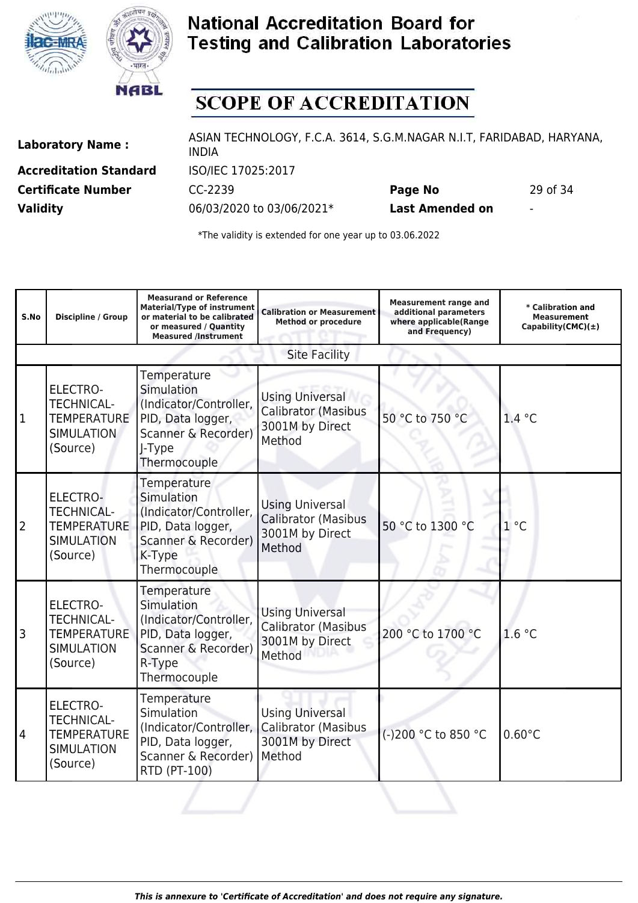# National Accreditation Board for Testing and Calibration Laboratories

## SCOPE OF ACCREDITATION

| | | | |
|---|---|---|---|
| **Laboratory Name :** | ASIAN TECHNOLOGY, F.C.A. 3614, S.G.M.NAGAR N.I.T, FARIDABAD, HARYANA, INDIA | | |
| **Accreditation Standard** | ISO/IEC 17025:2017 | | |
| **Certificate Number** | CC-2239 | **Page No** | 29 of 34 |
| **Validity** | 06/03/2020 to 03/06/2021* | **Last Amended on** | - |

*The validity is extended for one year up to 03.06.2022

| S.No | Discipline / Group | Measurand or Reference Material/Type of instrument or material to be calibrated or measured / Quantity Measured /Instrument | Calibration or Measurement Method or procedure | Measurement range and additional parameters where applicable(Range and Frequency) | * Calibration and Measurement Capability(CMC)(±) |
|---|---|---|---|---|---|
| | | | Site Facility | | |
| 1 | ELECTRO-TECHNICAL-TEMPERATURE SIMULATION (Source) | Temperature Simulation (Indicator/Controller, PID, Data logger, Scanner & Recorder) J-Type Thermocouple | Using Universal Calibrator (Masibus 3001M by Direct Method | 50 °C to 750 °C | 1.4 °C |
| 2 | ELECTRO-TECHNICAL-TEMPERATURE SIMULATION (Source) | Temperature Simulation (Indicator/Controller, PID, Data logger, Scanner & Recorder) K-Type Thermocouple | Using Universal Calibrator (Masibus 3001M by Direct Method | 50 °C to 1300 °C | 1 °C |
| 3 | ELECTRO-TECHNICAL-TEMPERATURE SIMULATION (Source) | Temperature Simulation (Indicator/Controller, PID, Data logger, Scanner & Recorder) R-Type Thermocouple | Using Universal Calibrator (Masibus 3001M by Direct Method | 200 °C to 1700 °C | 1.6 °C |
| 4 | ELECTRO-TECHNICAL-TEMPERATURE SIMULATION (Source) | Temperature Simulation (Indicator/Controller, PID, Data logger, Scanner & Recorder) RTD (PT-100) | Using Universal Calibrator (Masibus 3001M by Direct Method | (-)200 °C to 850 °C | 0.60°C |

*This is annexure to 'Certificate of Accreditation' and does not require any signature.*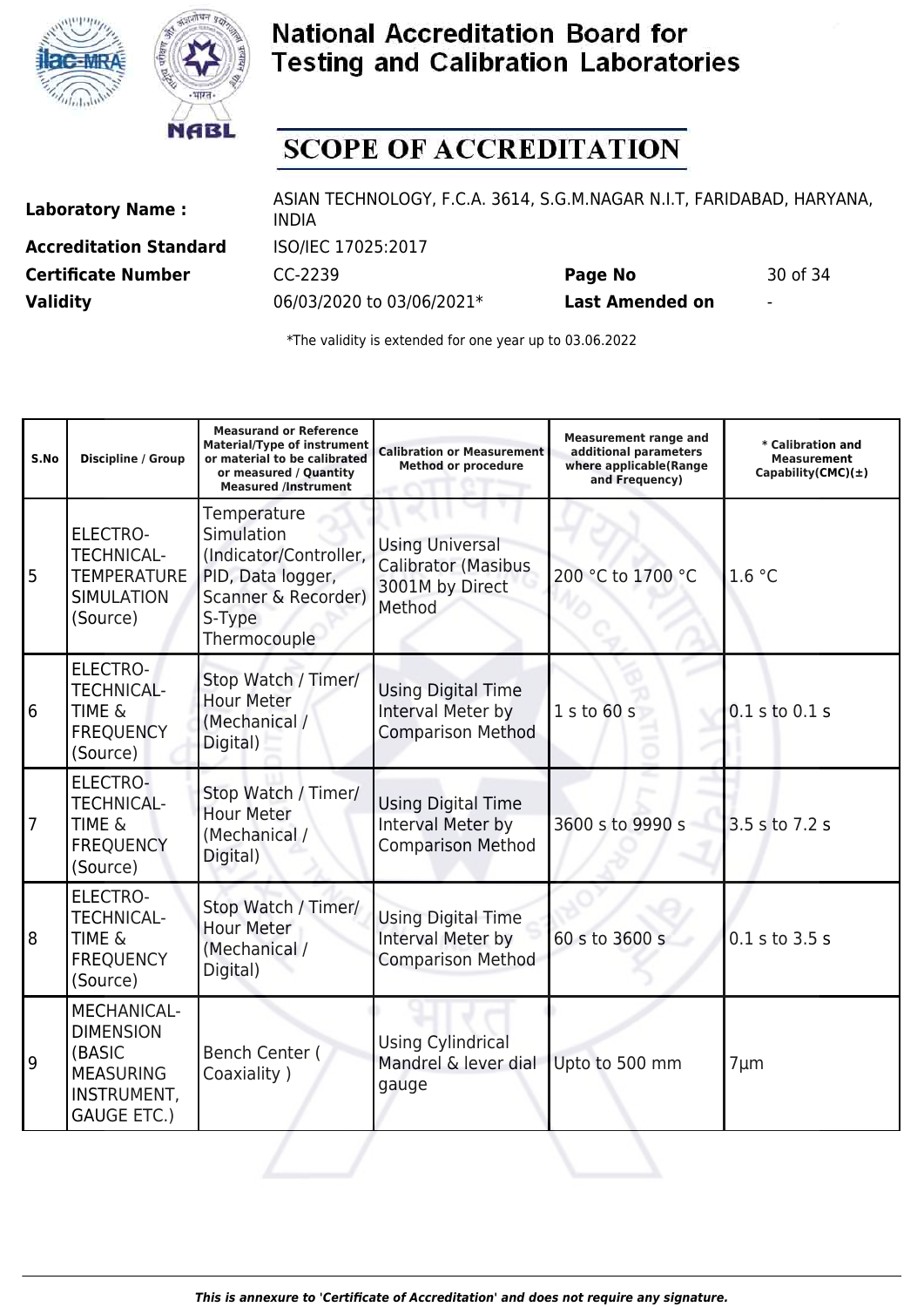# National Accreditation Board for Testing and Calibration Laboratories

## SCOPE OF ACCREDITATION

| | | | |
|---|---|---|---|
| **Laboratory Name :** | ASIAN TECHNOLOGY, F.C.A. 3614, S.G.M.NAGAR N.I.T, FARIDABAD, HARYANA, INDIA | | |
| **Accreditation Standard** | ISO/IEC 17025:2017 | | |
| **Certificate Number** | CC-2239 | **Page No** | 30 of 34 |
| **Validity** | 06/03/2020 to 03/06/2021* | **Last Amended on** | - |

*The validity is extended for one year up to 03.06.2022

| S.No | Discipline / Group | Measurand or Reference Material/Type of instrument or material to be calibrated or measured / Quantity Measured /Instrument | Calibration or Measurement Method or procedure | Measurement range and additional parameters where applicable(Range and Frequency) | * Calibration and Measurement Capability(CMC)(±) |
|---|---|---|---|---|---|
| 5 | ELECTRO-TECHNICAL-TEMPERATURE SIMULATION (Source) | Temperature Simulation (Indicator/Controller, PID, Data logger, Scanner & Recorder) S-Type Thermocouple | Using Universal Calibrator (Masibus 3001M by Direct Method | 200 °C to 1700 °C | 1.6 °C |
| 6 | ELECTRO-TECHNICAL-TIME & FREQUENCY (Source) | Stop Watch / Timer/ Hour Meter (Mechanical / Digital) | Using Digital Time Interval Meter by Comparison Method | 1 s to 60 s | 0.1 s to 0.1 s |
| 7 | ELECTRO-TECHNICAL-TIME & FREQUENCY (Source) | Stop Watch / Timer/ Hour Meter (Mechanical / Digital) | Using Digital Time Interval Meter by Comparison Method | 3600 s to 9990 s | 3.5 s to 7.2 s |
| 8 | ELECTRO-TECHNICAL-TIME & FREQUENCY (Source) | Stop Watch / Timer/ Hour Meter (Mechanical / Digital) | Using Digital Time Interval Meter by Comparison Method | 60 s to 3600 s | 0.1 s to 3.5 s |
| 9 | MECHANICAL-DIMENSION (BASIC MEASURING INSTRUMENT, GAUGE ETC.) | Bench Center ( Coaxiality ) | Using Cylindrical Mandrel & lever dial gauge | Upto to 500 mm | 7µm |

*This is annexure to 'Certificate of Accreditation' and does not require any signature.*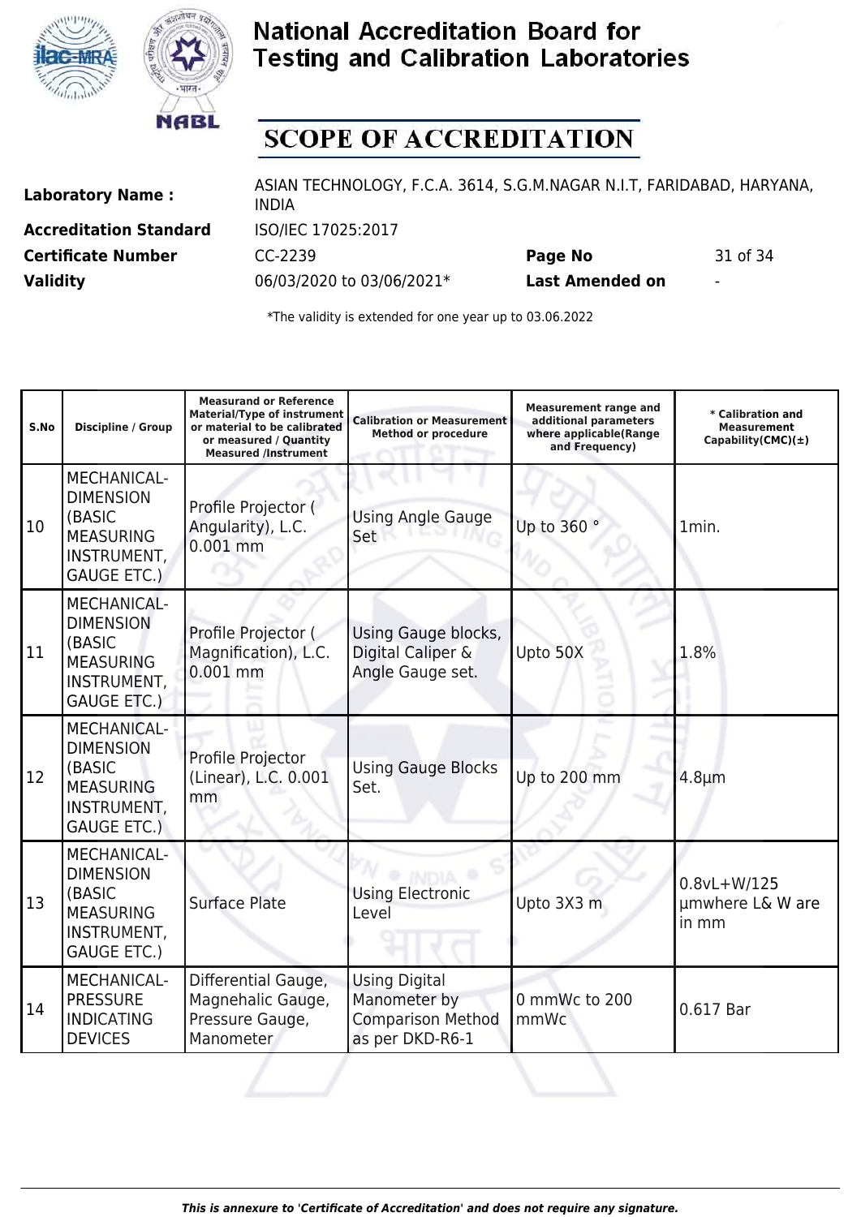# National Accreditation Board for Testing and Calibration Laboratories

## SCOPE OF ACCREDITATION

| | | | |
|---|---|---|---|
| **Laboratory Name :** | ASIAN TECHNOLOGY, F.C.A. 3614, S.G.M.NAGAR N.I.T, FARIDABAD, HARYANA, INDIA | | |
| **Accreditation Standard** | ISO/IEC 17025:2017 | | |
| **Certificate Number** | CC-2239 | **Page No** | 31 of 34 |
| **Validity** | 06/03/2020 to 03/06/2021* | **Last Amended on** | - |

*The validity is extended for one year up to 03.06.2022

| S.No | Discipline / Group | Measurand or Reference Material/Type of instrument or material to be calibrated or measured / Quantity Measured /Instrument | Calibration or Measurement Method or procedure | Measurement range and additional parameters where applicable(Range and Frequency) | * Calibration and Measurement Capability(CMC)(±) |
|---|---|---|---|---|---|
| 10 | MECHANICAL- DIMENSION (BASIC MEASURING INSTRUMENT, GAUGE ETC.) | Profile Projector ( Angularity), L.C. 0.001 mm | Using Angle Gauge Set | Up to 360 ° | 1min. |
| 11 | MECHANICAL- DIMENSION (BASIC MEASURING INSTRUMENT, GAUGE ETC.) | Profile Projector ( Magnification), L.C. 0.001 mm | Using Gauge blocks, Digital Caliper & Angle Gauge set. | Upto 50X | 1.8% |
| 12 | MECHANICAL- DIMENSION (BASIC MEASURING INSTRUMENT, GAUGE ETC.) | Profile Projector (Linear), L.C. 0.001 mm | Using Gauge Blocks Set. | Up to 200 mm | 4.8µm |
| 13 | MECHANICAL- DIMENSION (BASIC MEASURING INSTRUMENT, GAUGE ETC.) | Surface Plate | Using Electronic Level | Upto 3X3 m | 0.8vL+W/125 µmwhere L& W are in mm |
| 14 | MECHANICAL- PRESSURE INDICATING DEVICES | Differential Gauge, Magnehalic Gauge, Pressure Gauge, Manometer | Using Digital Manometer by Comparison Method as per DKD-R6-1 | 0 mmWc to 200 mmWc | 0.617 Bar |

*This is annexure to 'Certificate of Accreditation' and does not require any signature.*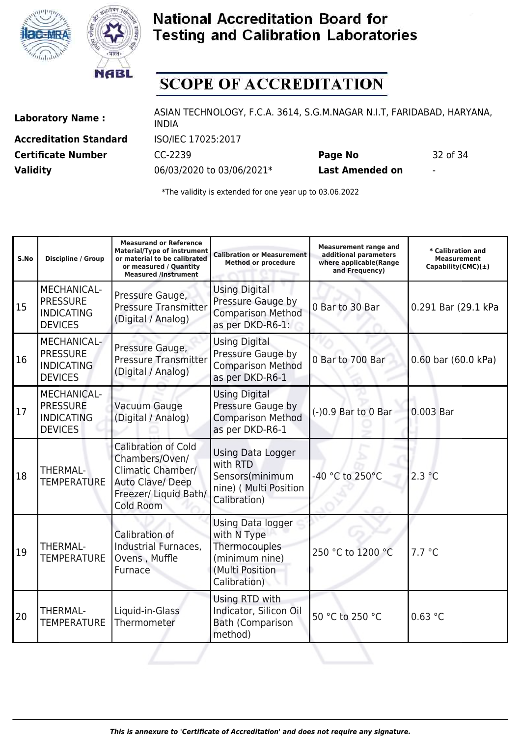# National Accreditation Board for Testing and Calibration Laboratories

# SCOPE OF ACCREDITATION

| | | | |
|---|---|---|---|
| **Laboratory Name :** | ASIAN TECHNOLOGY, F.C.A. 3614, S.G.M.NAGAR N.I.T, FARIDABAD, HARYANA, INDIA | | |
| **Accreditation Standard** | ISO/IEC 17025:2017 | | |
| **Certificate Number** | CC-2239 | **Page No** | 32 of 34 |
| **Validity** | 06/03/2020 to 03/06/2021* | **Last Amended on** | - |

*The validity is extended for one year up to 03.06.2022

| S.No | Discipline / Group | Measurand or Reference Material/Type of instrument or material to be calibrated or measured / Quantity Measured /Instrument | Calibration or Measurement Method or procedure | Measurement range and additional parameters where applicable(Range and Frequency) | * Calibration and Measurement Capability(CMC)(±) |
|---|---|---|---|---|---|
| 15 | MECHANICAL- PRESSURE INDICATING DEVICES | Pressure Gauge, Pressure Transmitter (Digital / Analog) | Using Digital Pressure Gauge by Comparison Method as per DKD-R6-1: | 0 Bar to 30 Bar | 0.291 Bar (29.1 kPa |
| 16 | MECHANICAL- PRESSURE INDICATING DEVICES | Pressure Gauge, Pressure Transmitter (Digital / Analog) | Using Digital Pressure Gauge by Comparison Method as per DKD-R6-1 | 0 Bar to 700 Bar | 0.60 bar (60.0 kPa) |
| 17 | MECHANICAL- PRESSURE INDICATING DEVICES | Vacuum Gauge (Digital / Analog) | Using Digital Pressure Gauge by Comparison Method as per DKD-R6-1 | (-)0.9 Bar to 0 Bar | 0.003 Bar |
| 18 | THERMAL- TEMPERATURE | Calibration of Cold Chambers/Oven/ Climatic Chamber/ Auto Clave/ Deep Freezer/ Liquid Bath/ Cold Room | Using Data Logger with RTD Sensors(minimum nine) ( Multi Position Calibration) | -40 °C to 250°C | 2.3 °C |
| 19 | THERMAL- TEMPERATURE | Calibration of Industrial Furnaces, Ovens , Muffle Furnace | Using Data logger with N Type Thermocouples (minimum nine) (Multi Position Calibration) | 250 °C to 1200 °C | 7.7 °C |
| 20 | THERMAL- TEMPERATURE | Liquid-in-Glass Thermometer | Using RTD with Indicator, Silicon Oil Bath (Comparison method) | 50 °C to 250 °C | 0.63 °C |

*This is annexure to 'Certificate of Accreditation' and does not require any signature.*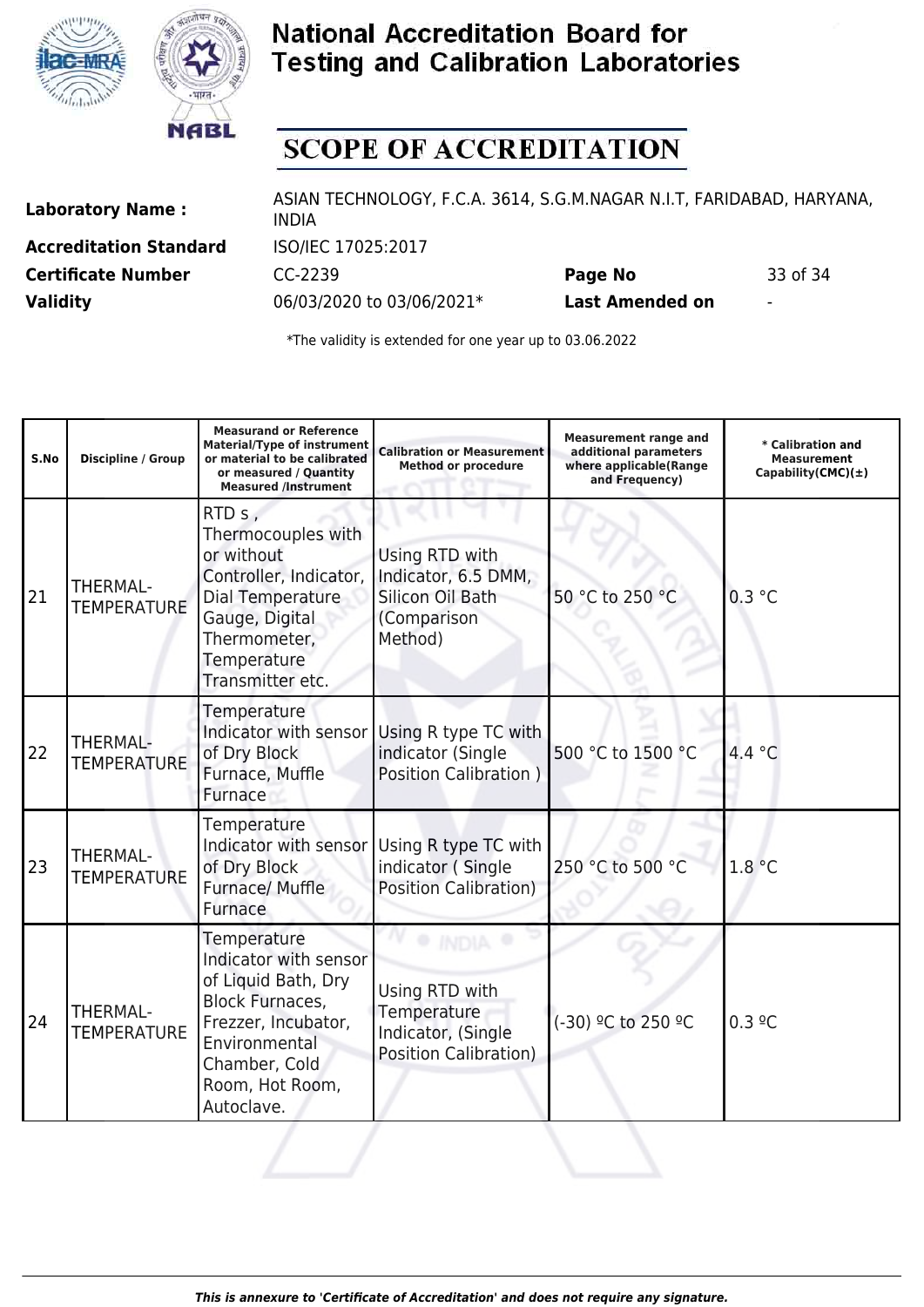# National Accreditation Board for Testing and Calibration Laboratories

# SCOPE OF ACCREDITATION

| | | | |
|---|---|---|---|
| **Laboratory Name :** | ASIAN TECHNOLOGY, F.C.A. 3614, S.G.M.NAGAR N.I.T, FARIDABAD, HARYANA, INDIA | | |
| **Accreditation Standard** | ISO/IEC 17025:2017 | | |
| **Certificate Number** | CC-2239 | **Page No** | 33 of 34 |
| **Validity** | 06/03/2020 to 03/06/2021* | **Last Amended on** | - |

*The validity is extended for one year up to 03.06.2022

| S.No | Discipline / Group | Measurand or Reference Material/Type of instrument or material to be calibrated or measured / Quantity Measured /Instrument | Calibration or Measurement Method or procedure | Measurement range and additional parameters where applicable(Range and Frequency) | * Calibration and Measurement Capability(CMC)(±) |
|---|---|---|---|---|---|
| 21 | THERMAL- TEMPERATURE | RTD s , Thermocouples with or without Controller, Indicator, Dial Temperature Gauge, Digital Thermometer, Temperature Transmitter etc. | Using RTD with Indicator, 6.5 DMM, Silicon Oil Bath (Comparison Method) | 50 °C to 250 °C | 0.3 °C |
| 22 | THERMAL- TEMPERATURE | Temperature Indicator with sensor of Dry Block Furnace, Muffle Furnace | Using R type TC with indicator (Single Position Calibration ) | 500 °C to 1500 °C | 4.4 °C |
| 23 | THERMAL- TEMPERATURE | Temperature Indicator with sensor of Dry Block Furnace/ Muffle Furnace | Using R type TC with indicator ( Single Position Calibration) | 250 °C to 500 °C | 1.8 °C |
| 24 | THERMAL- TEMPERATURE | Temperature Indicator with sensor of Liquid Bath, Dry Block Furnaces, Frezzer, Incubator, Environmental Chamber, Cold Room, Hot Room, Autoclave. | Using RTD with Temperature Indicator, (Single Position Calibration) | (-30) ºC to 250 ºC | 0.3 ºC |

*This is annexure to 'Certificate of Accreditation' and does not require any signature.*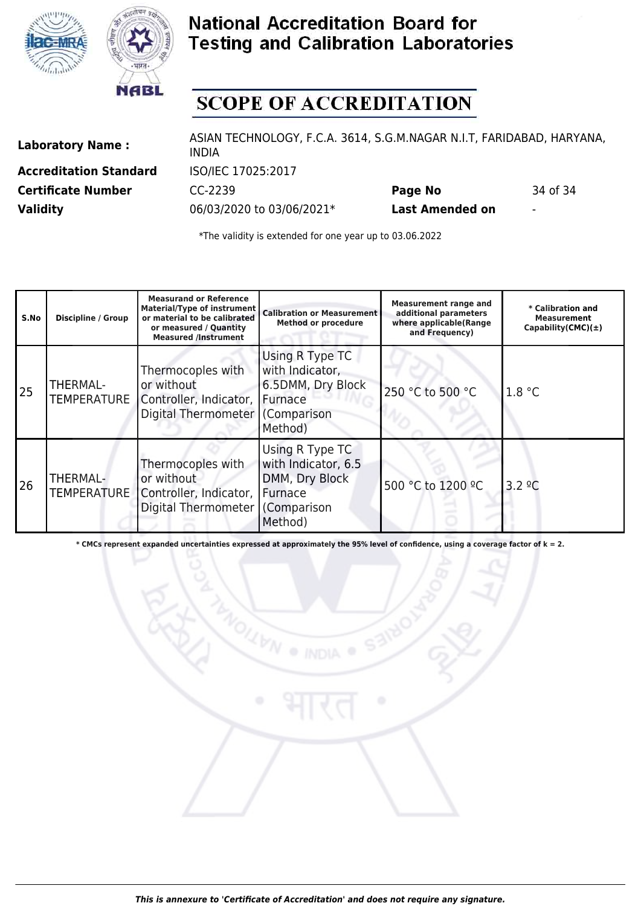# National Accreditation Board for Testing and Calibration Laboratories

## SCOPE OF ACCREDITATION

| | | | |
|---|---|---|---|
| **Laboratory Name :** | ASIAN TECHNOLOGY, F.C.A. 3614, S.G.M.NAGAR N.I.T, FARIDABAD, HARYANA, INDIA | | |
| **Accreditation Standard** | ISO/IEC 17025:2017 | | |
| **Certificate Number** | CC-2239 | **Page No** | 34 of 34 |
| **Validity** | 06/03/2020 to 03/06/2021* | **Last Amended on** | - |

*The validity is extended for one year up to 03.06.2022

| S.No | Discipline / Group | Measurand or Reference Material/Type of instrument or material to be calibrated or measured / Quantity Measured /Instrument | Calibration or Measurement Method or procedure | Measurement range and additional parameters where applicable(Range and Frequency) | * Calibration and Measurement Capability(CMC)(±) |
|---|---|---|---|---|---|
| 25 | THERMAL- TEMPERATURE | Thermocoples with or without Controller, Indicator, Digital Thermometer | Using R Type TC with Indicator, 6.5DMM, Dry Block Furnace (Comparison Method) | 250 °C to 500 °C | 1.8 °C |
| 26 | THERMAL- TEMPERATURE | Thermocoples with or without Controller, Indicator, Digital Thermometer | Using R Type TC with Indicator, 6.5 DMM, Dry Block Furnace (Comparison Method) | 500 °C to 1200 ºC | 3.2 ºC |

**\* CMCs represent expanded uncertainties expressed at approximately the 95% level of confidence, using a coverage factor of k = 2.**

*This is annexure to 'Certificate of Accreditation' and does not require any signature.*